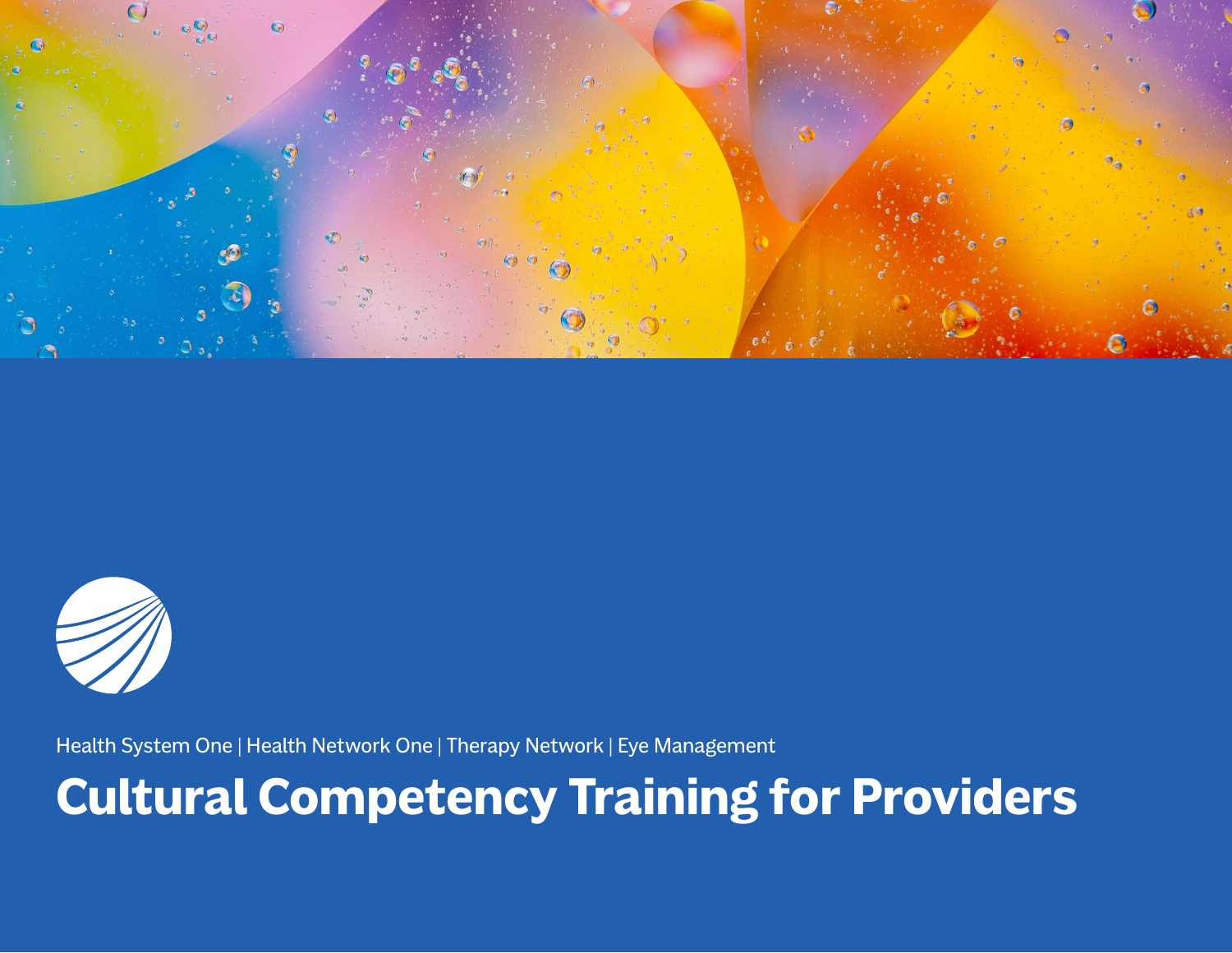Health System One | Health Network One | Therapy Network | Eye Management

# Cultural Competency Training for Providers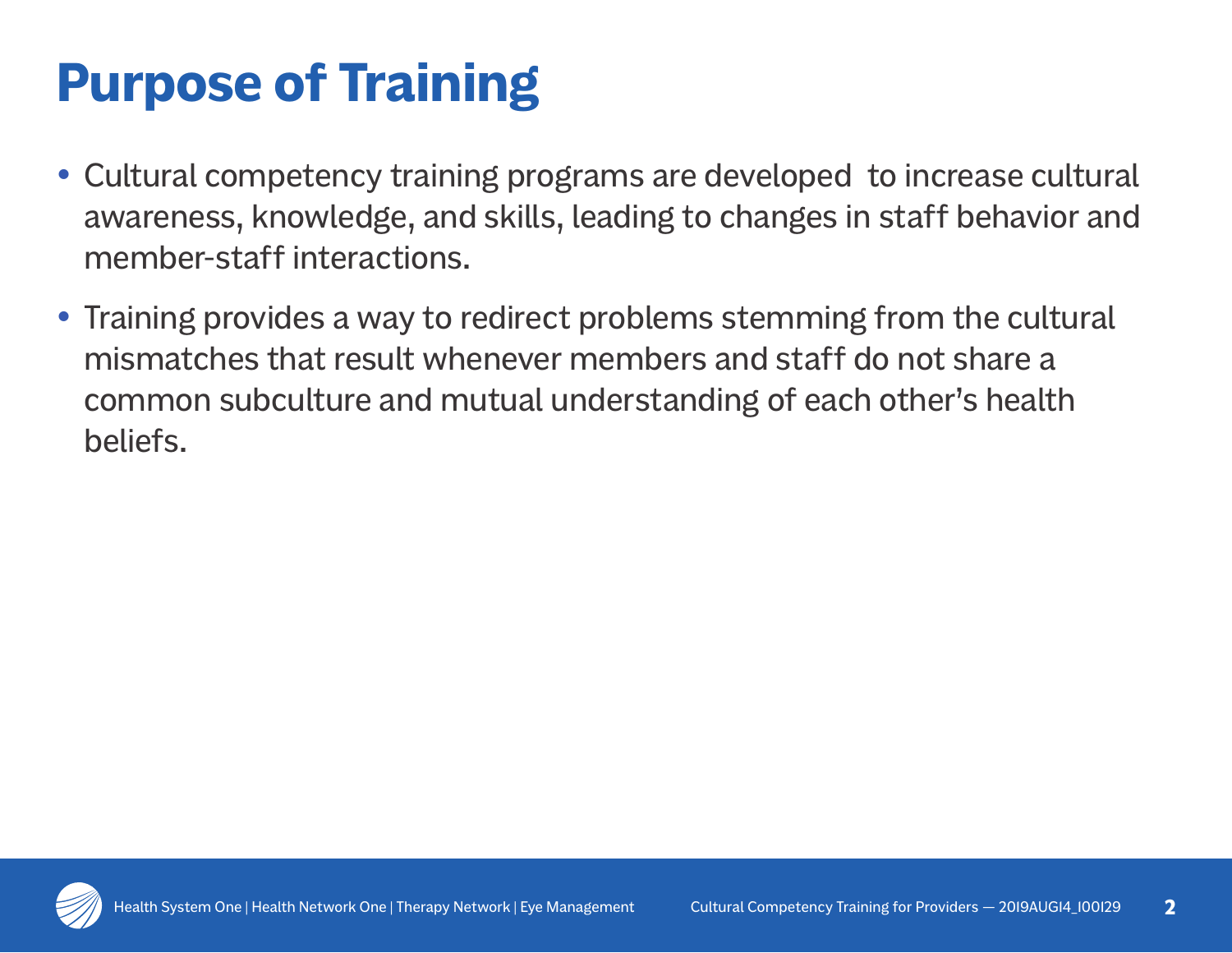# Purpose of Training

- Cultural competency training programs are developed to increase cultural awareness, knowledge, and skills, leading to changes in staff behavior and member-staff interactions.
- Training provides a way to redirect problems stemming from the cultural mismatches that result whenever members and staff do not share a common subculture and mutual understanding of each other's health beliefs.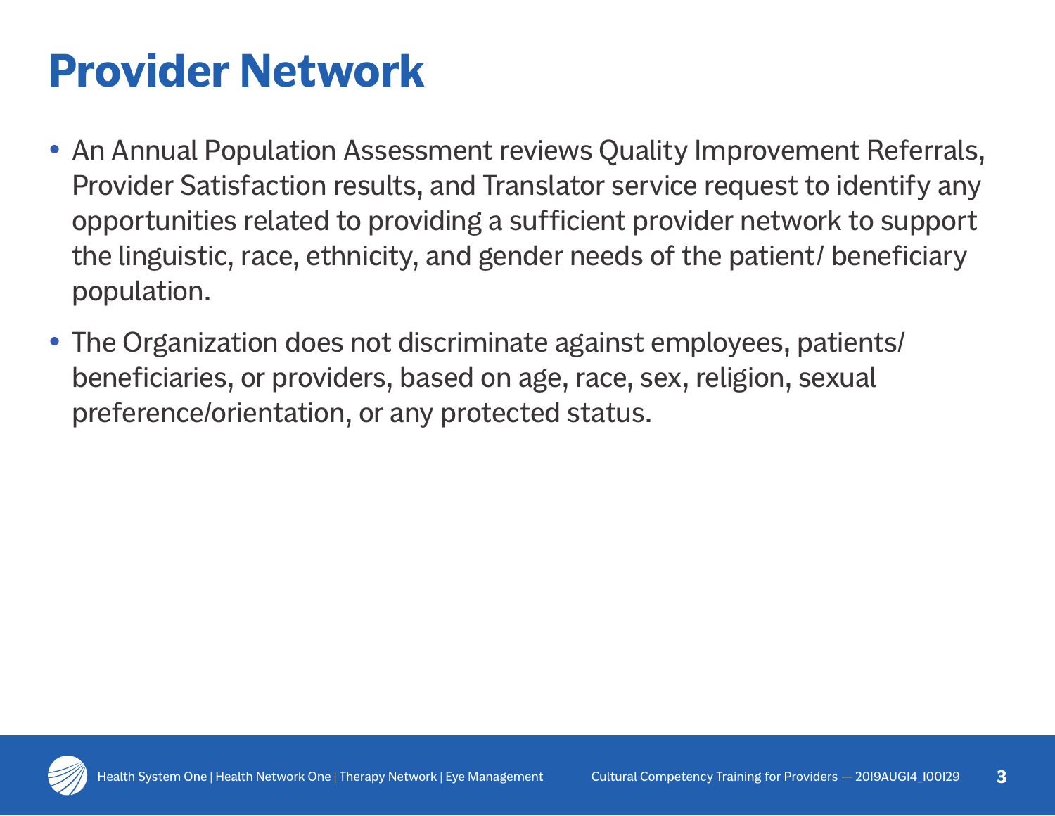# Provider Network

- An Annual Population Assessment reviews Quality Improvement Referrals, Provider Satisfaction results, and Translator service request to identify any opportunities related to providing a sufficient provider network to support the linguistic, race, ethnicity, and gender needs of the patient/ beneficiary population.
- The Organization does not discriminate against employees, patients/ beneficiaries, or providers, based on age, race, sex, religion, sexual preference/orientation, or any protected status.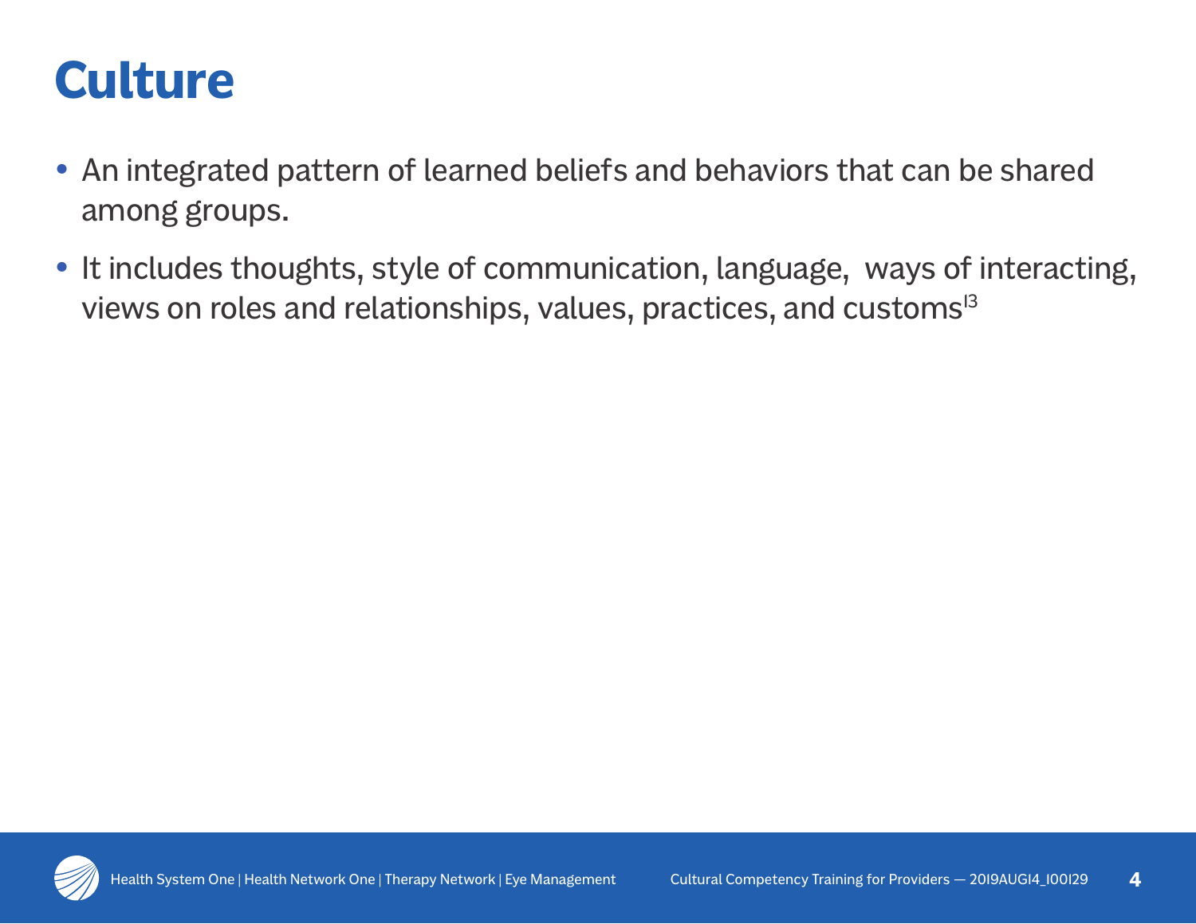# Culture

- An integrated pattern of learned beliefs and behaviors that can be shared among groups.
- It includes thoughts, style of communication, language, ways of interacting, views on roles and relationships, values, practices, and customs[13]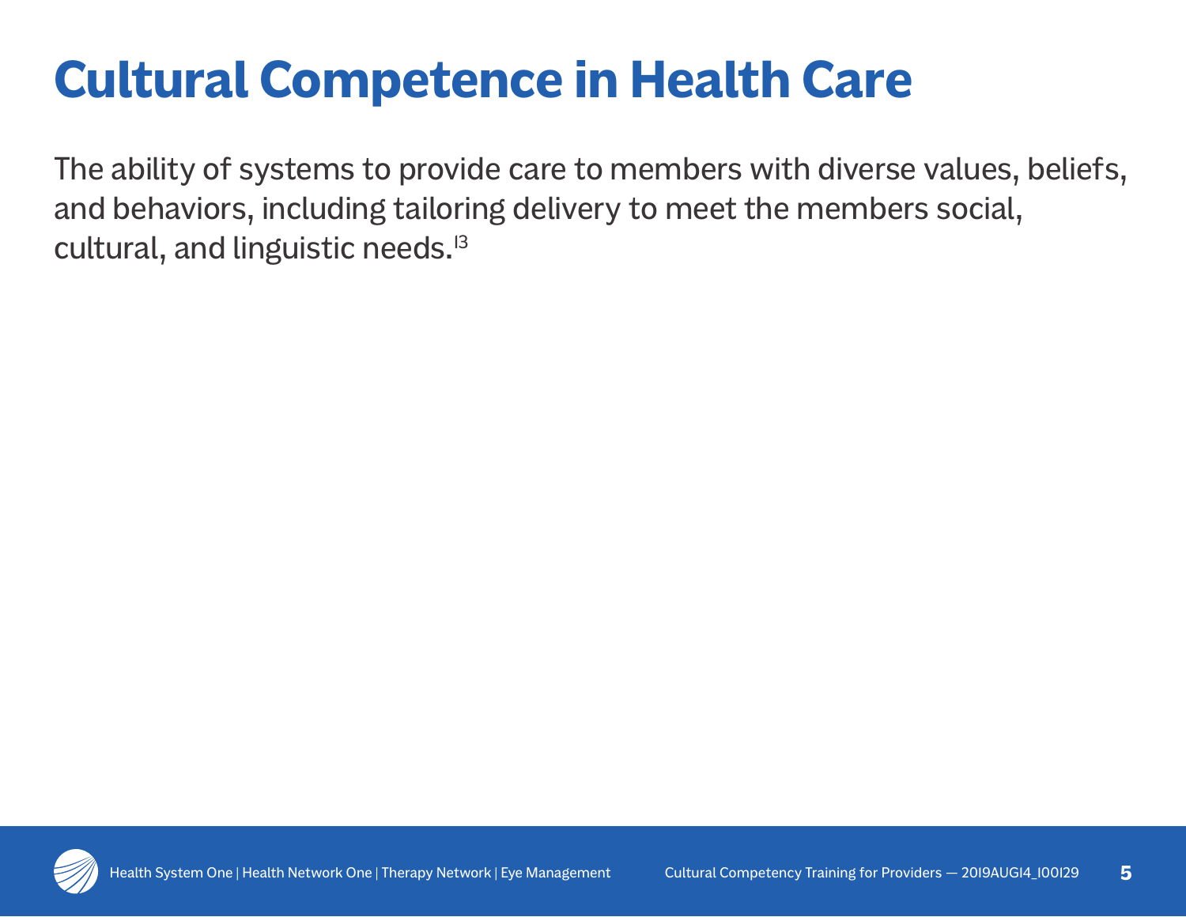# Cultural Competence in Health Care

The ability of systems to provide care to members with diverse values, beliefs, and behaviors, including tailoring delivery to meet the members social, cultural, and linguistic needs.[13]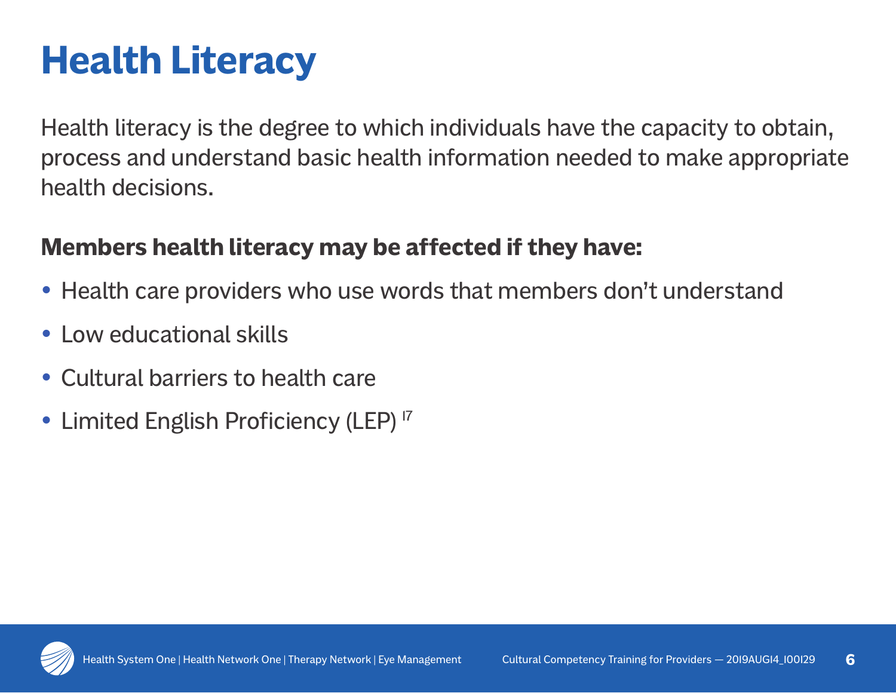# Health Literacy

Health literacy is the degree to which individuals have the capacity to obtain, process and understand basic health information needed to make appropriate health decisions.

**Members health literacy may be affected if they have:**

- Health care providers who use words that members don't understand
- Low educational skills
- Cultural barriers to health care
- Limited English Proficiency (LEP) [17]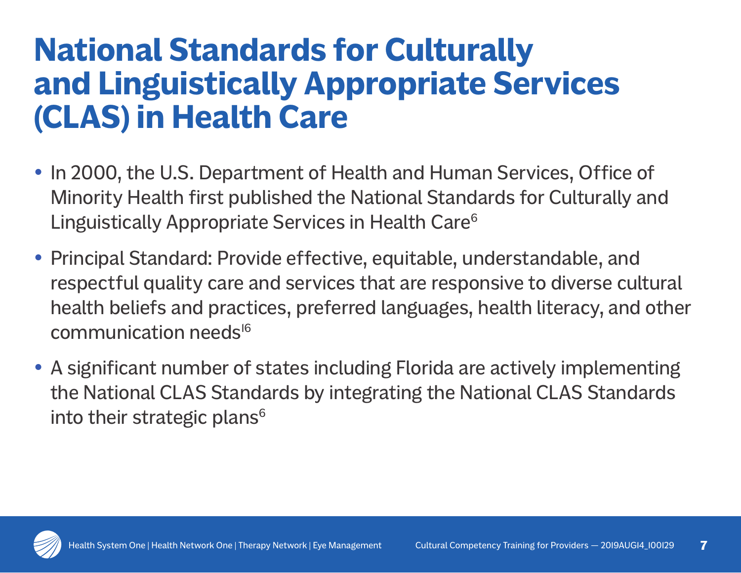# National Standards for Culturally and Linguistically Appropriate Services (CLAS) in Health Care

- In 2000, the U.S. Department of Health and Human Services, Office of Minority Health first published the National Standards for Culturally and Linguistically Appropriate Services in Health Care[6]
- Principal Standard: Provide effective, equitable, understandable, and respectful quality care and services that are responsive to diverse cultural health beliefs and practices, preferred languages, health literacy, and other communication needs[16]
- A significant number of states including Florida are actively implementing the National CLAS Standards by integrating the National CLAS Standards into their strategic plans[6]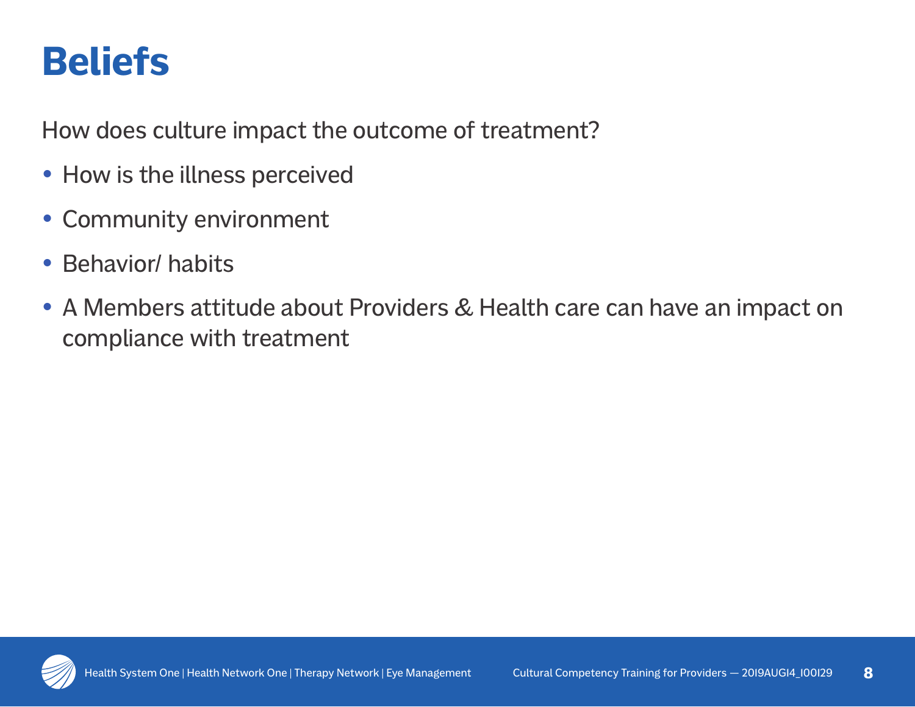# Beliefs

How does culture impact the outcome of treatment?

- How is the illness perceived
- Community environment
- Behavior/ habits
- A Members attitude about Providers & Health care can have an impact on compliance with treatment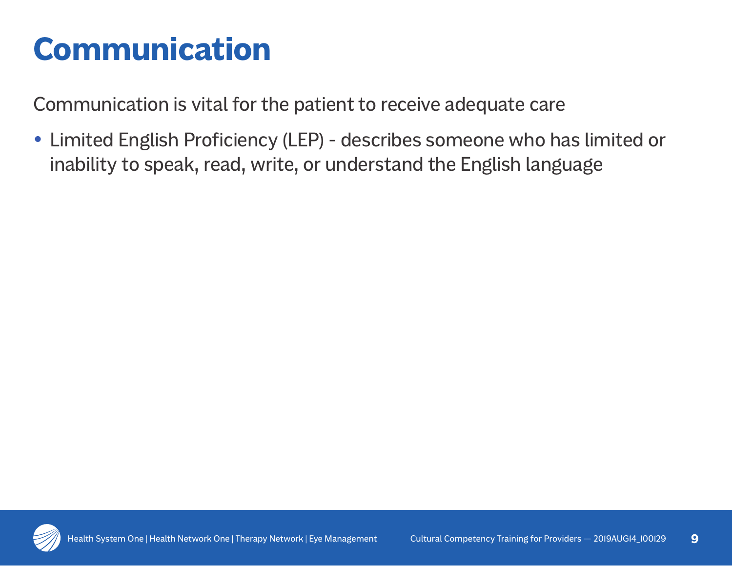# Communication

Communication is vital for the patient to receive adequate care

- Limited English Proficiency (LEP) - describes someone who has limited or inability to speak, read, write, or understand the English language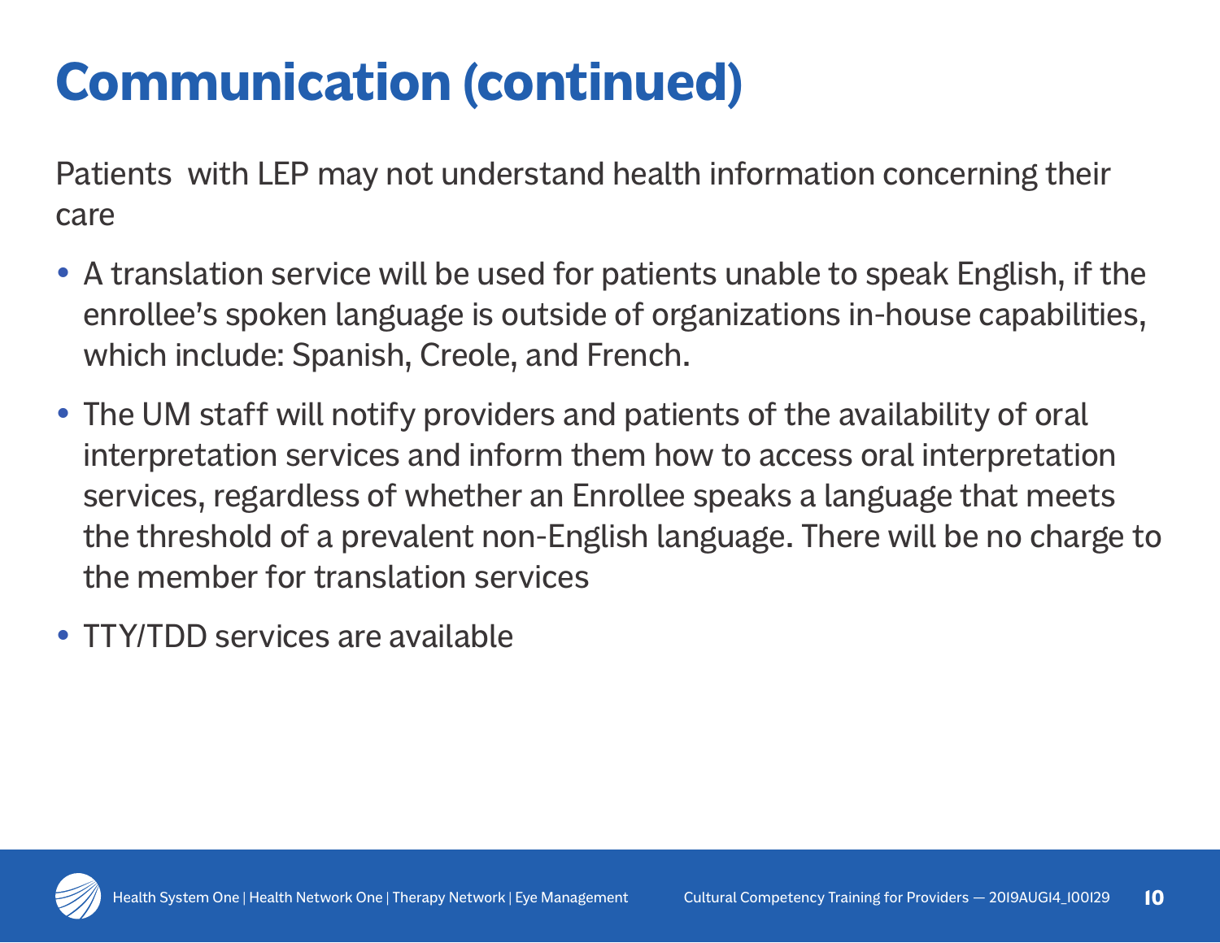# Communication (continued)

Patients with LEP may not understand health information concerning their care

- A translation service will be used for patients unable to speak English, if the enrollee's spoken language is outside of organizations in-house capabilities, which include: Spanish, Creole, and French.
- The UM staff will notify providers and patients of the availability of oral interpretation services and inform them how to access oral interpretation services, regardless of whether an Enrollee speaks a language that meets the threshold of a prevalent non-English language. There will be no charge to the member for translation services
- TTY/TDD services are available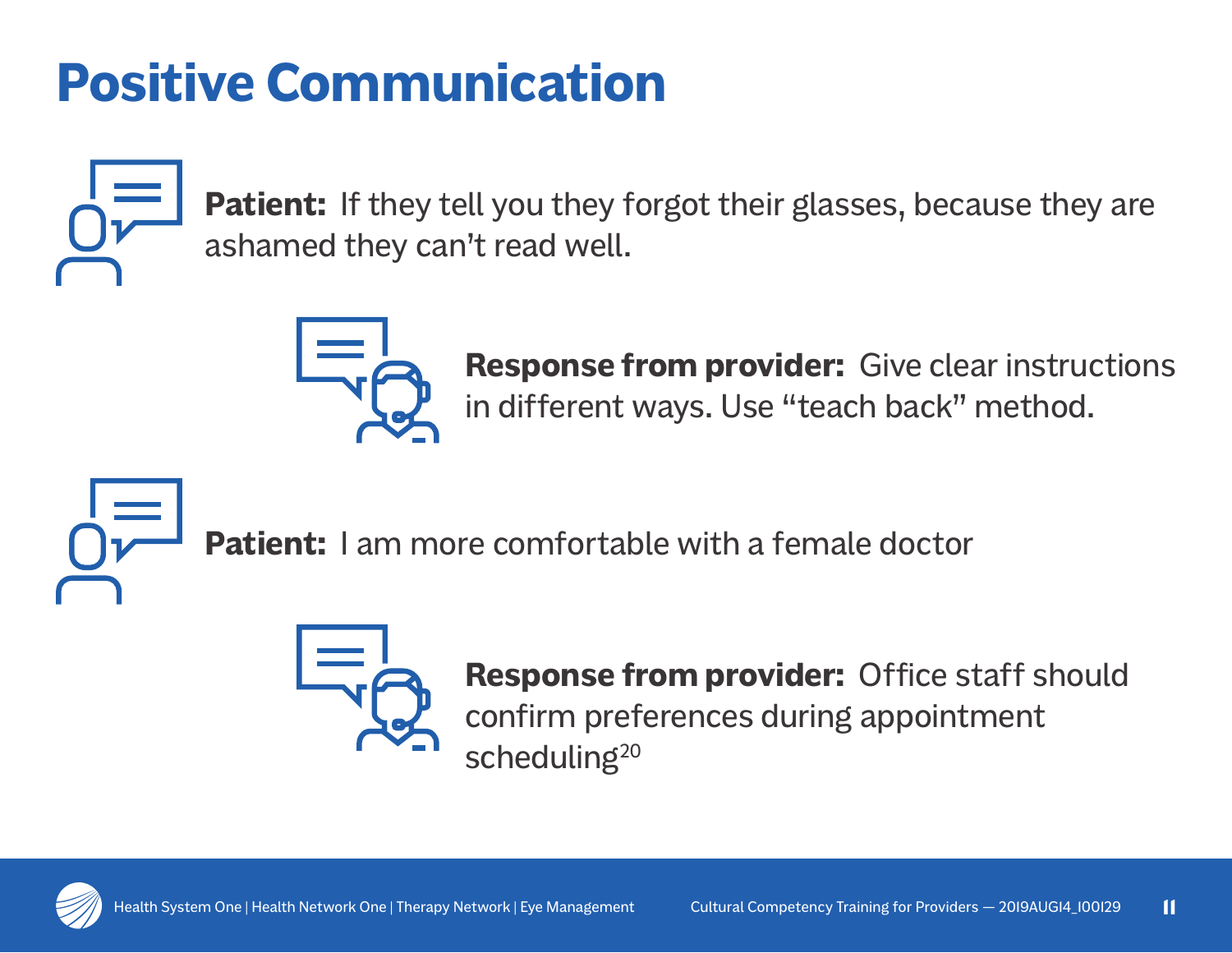# Positive Communication

**Patient:** If they tell you they forgot their glasses, because they are ashamed they can't read well.

**Response from provider:** Give clear instructions in different ways. Use "teach back" method.

**Patient:** I am more comfortable with a female doctor

**Response from provider:** Office staff should confirm preferences during appointment scheduling[20]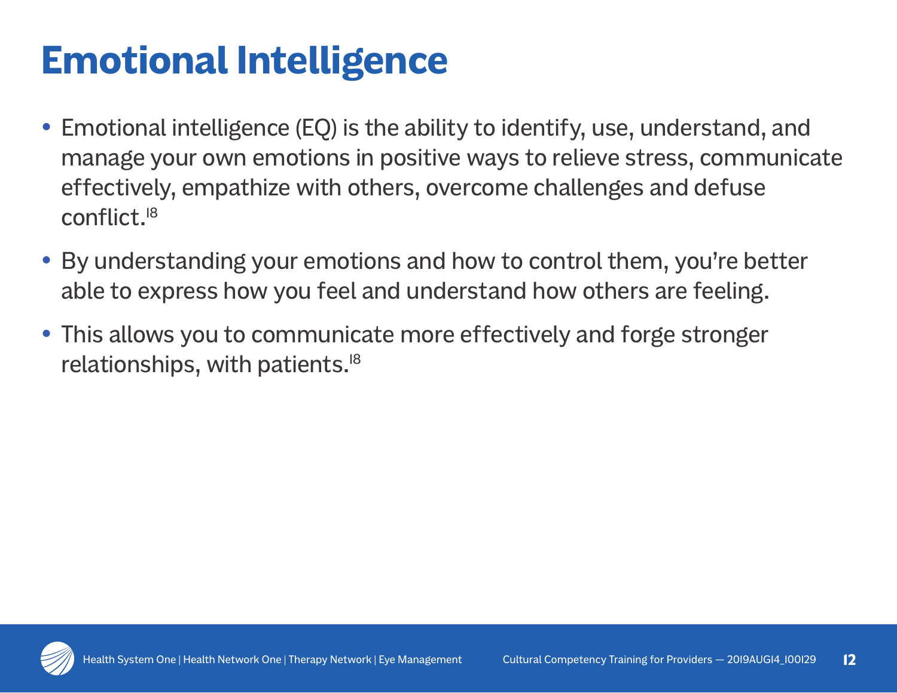# Emotional Intelligence

- Emotional intelligence (EQ) is the ability to identify, use, understand, and manage your own emotions in positive ways to relieve stress, communicate effectively, empathize with others, overcome challenges and defuse conflict.[18]
- By understanding your emotions and how to control them, you're better able to express how you feel and understand how others are feeling.
- This allows you to communicate more effectively and forge stronger relationships, with patients.[18]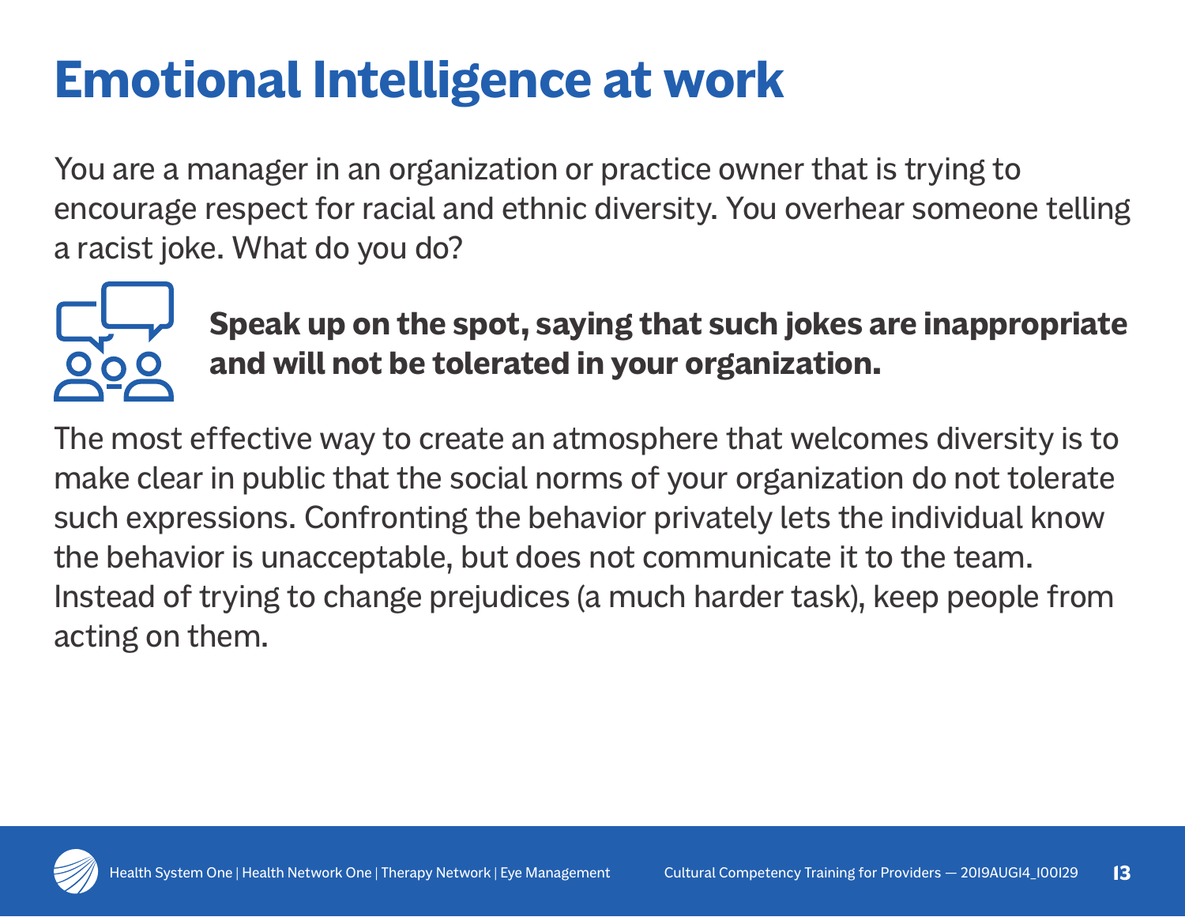# Emotional Intelligence at work

You are a manager in an organization or practice owner that is trying to encourage respect for racial and ethnic diversity. You overhear someone telling a racist joke. What do you do?

**Speak up on the spot, saying that such jokes are inappropriate and will not be tolerated in your organization.**

The most effective way to create an atmosphere that welcomes diversity is to make clear in public that the social norms of your organization do not tolerate such expressions. Confronting the behavior privately lets the individual know the behavior is unacceptable, but does not communicate it to the team. Instead of trying to change prejudices (a much harder task), keep people from acting on them.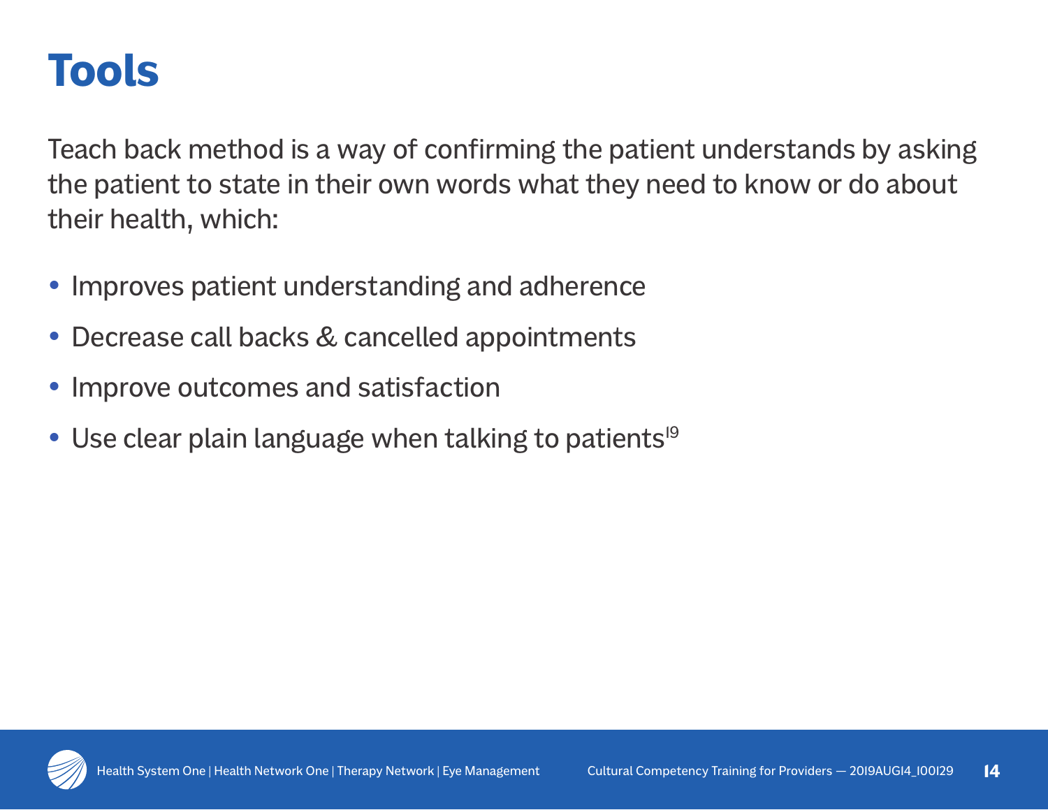# Tools

Teach back method is a way of confirming the patient understands by asking the patient to state in their own words what they need to know or do about their health, which:

- Improves patient understanding and adherence
- Decrease call backs & cancelled appointments
- Improve outcomes and satisfaction
- Use clear plain language when talking to patients[19]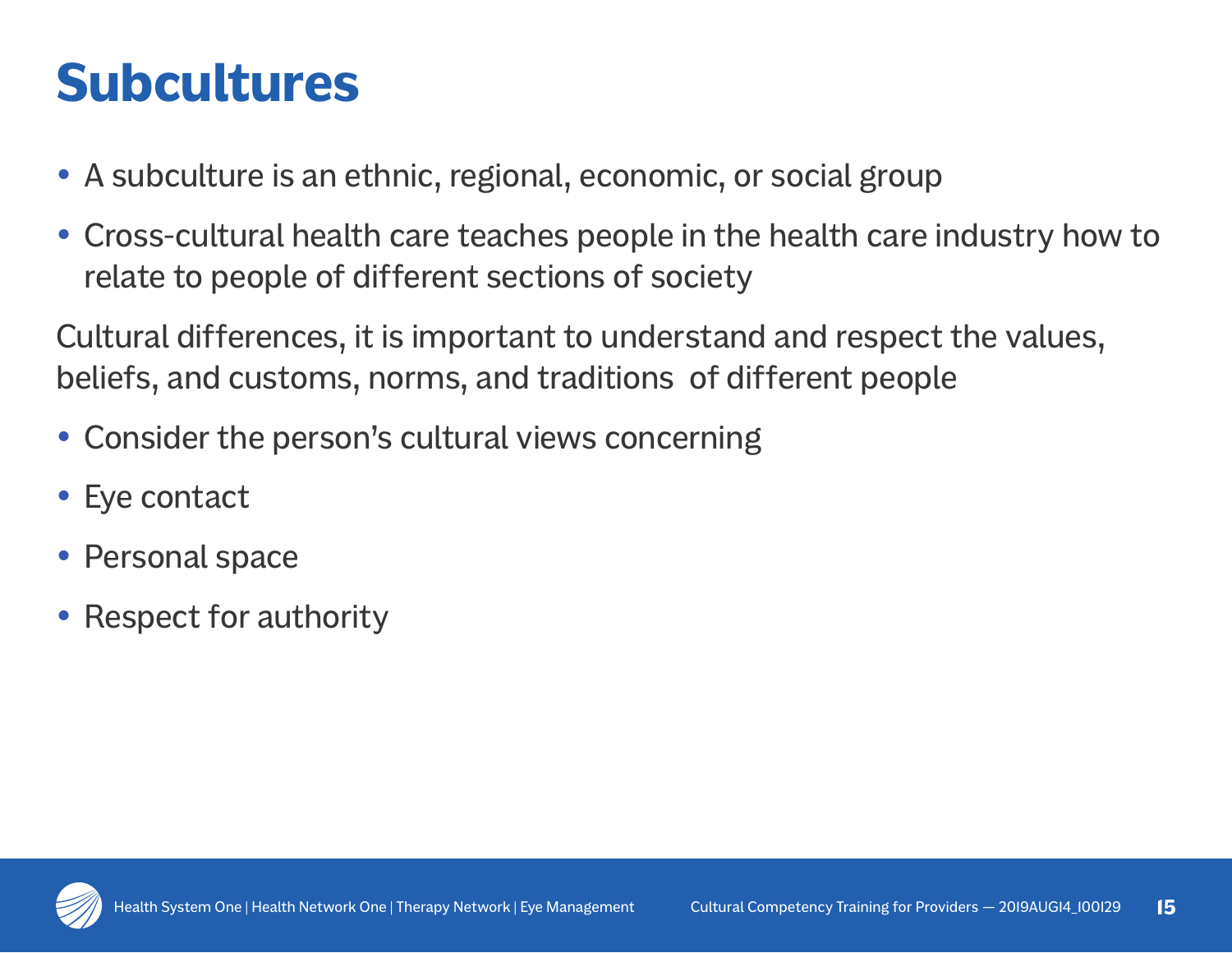# Subcultures

- A subculture is an ethnic, regional, economic, or social group
- Cross-cultural health care teaches people in the health care industry how to relate to people of different sections of society

Cultural differences, it is important to understand and respect the values, beliefs, and customs, norms, and traditions  of different people

- Consider the person's cultural views concerning
- Eye contact
- Personal space
- Respect for authority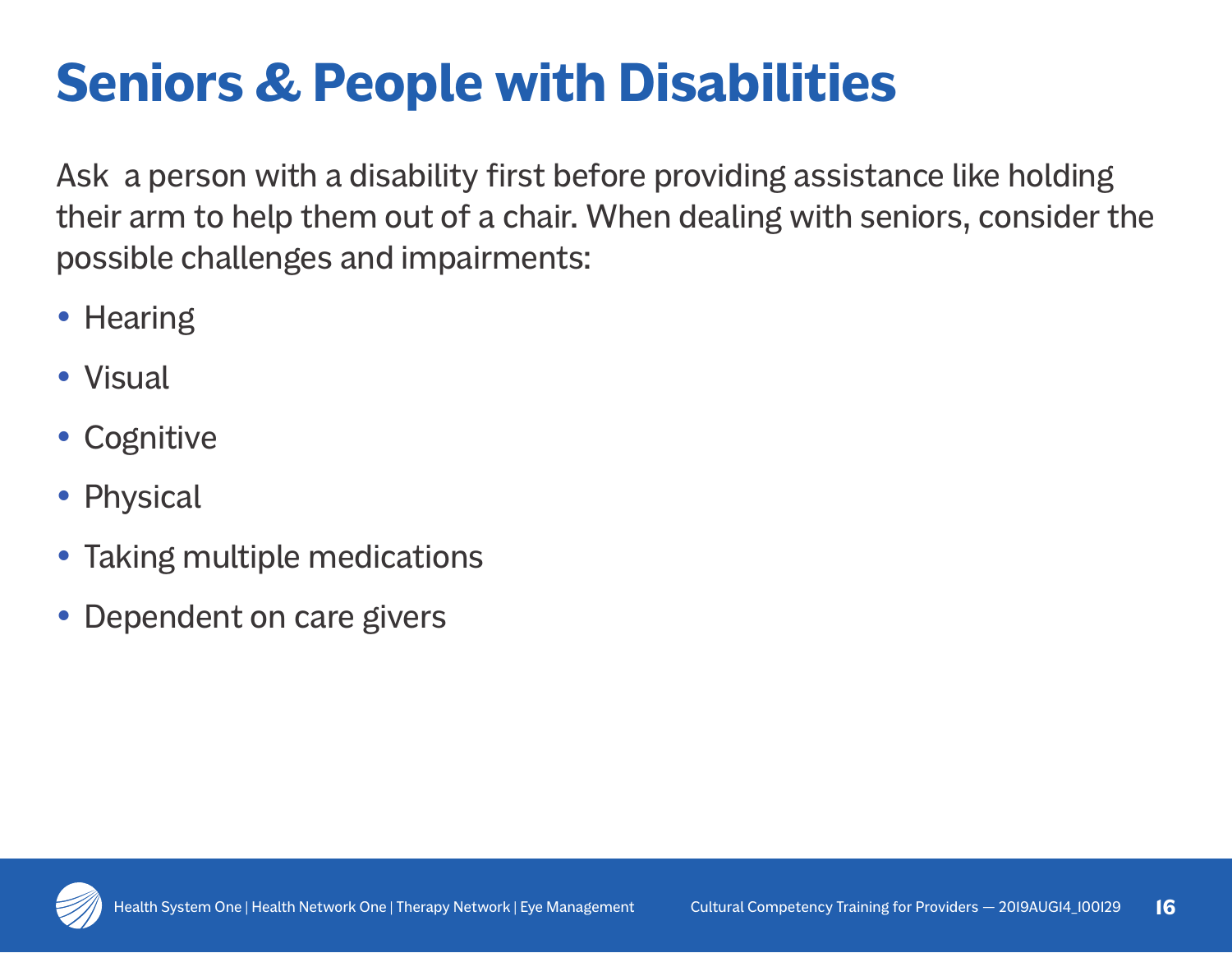# Seniors & People with Disabilities

Ask  a person with a disability first before providing assistance like holding their arm to help them out of a chair. When dealing with seniors, consider the possible challenges and impairments:

- Hearing
- Visual
- Cognitive
- Physical
- Taking multiple medications
- Dependent on care givers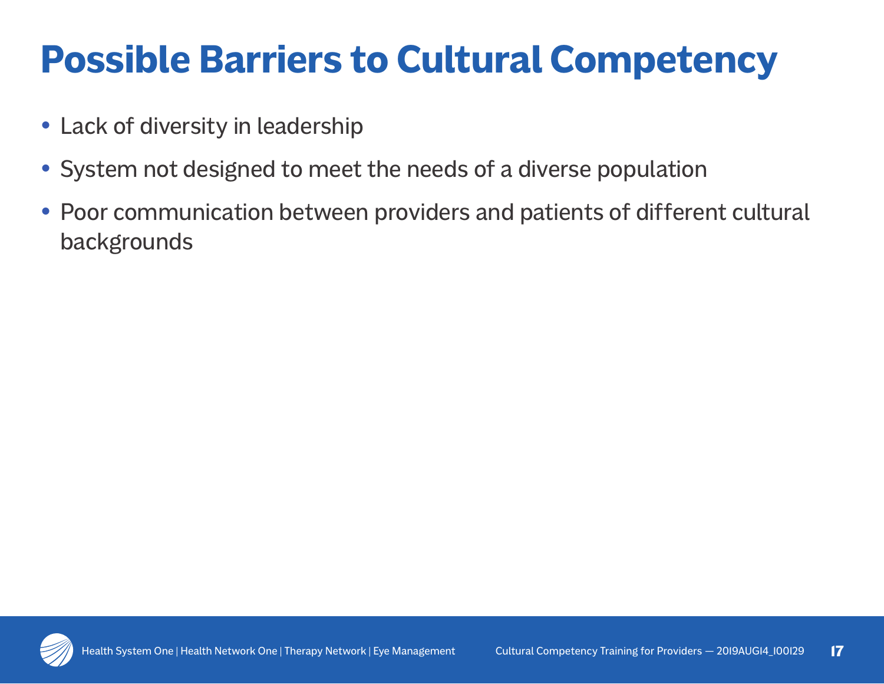# Possible Barriers to Cultural Competency

- Lack of diversity in leadership
- System not designed to meet the needs of a diverse population
- Poor communication between providers and patients of different cultural backgrounds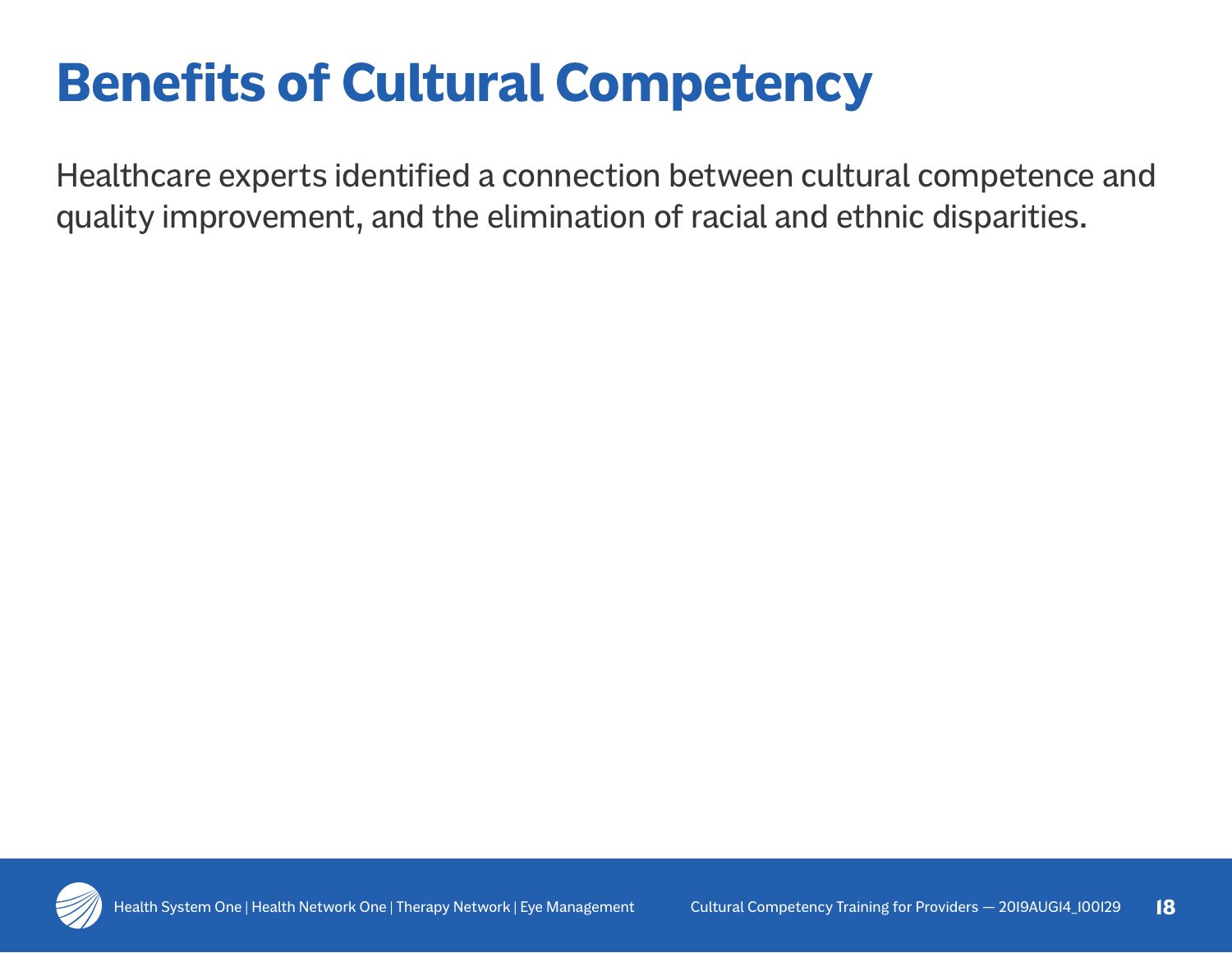# Benefits of Cultural Competency

Healthcare experts identified a connection between cultural competence and quality improvement, and the elimination of racial and ethnic disparities.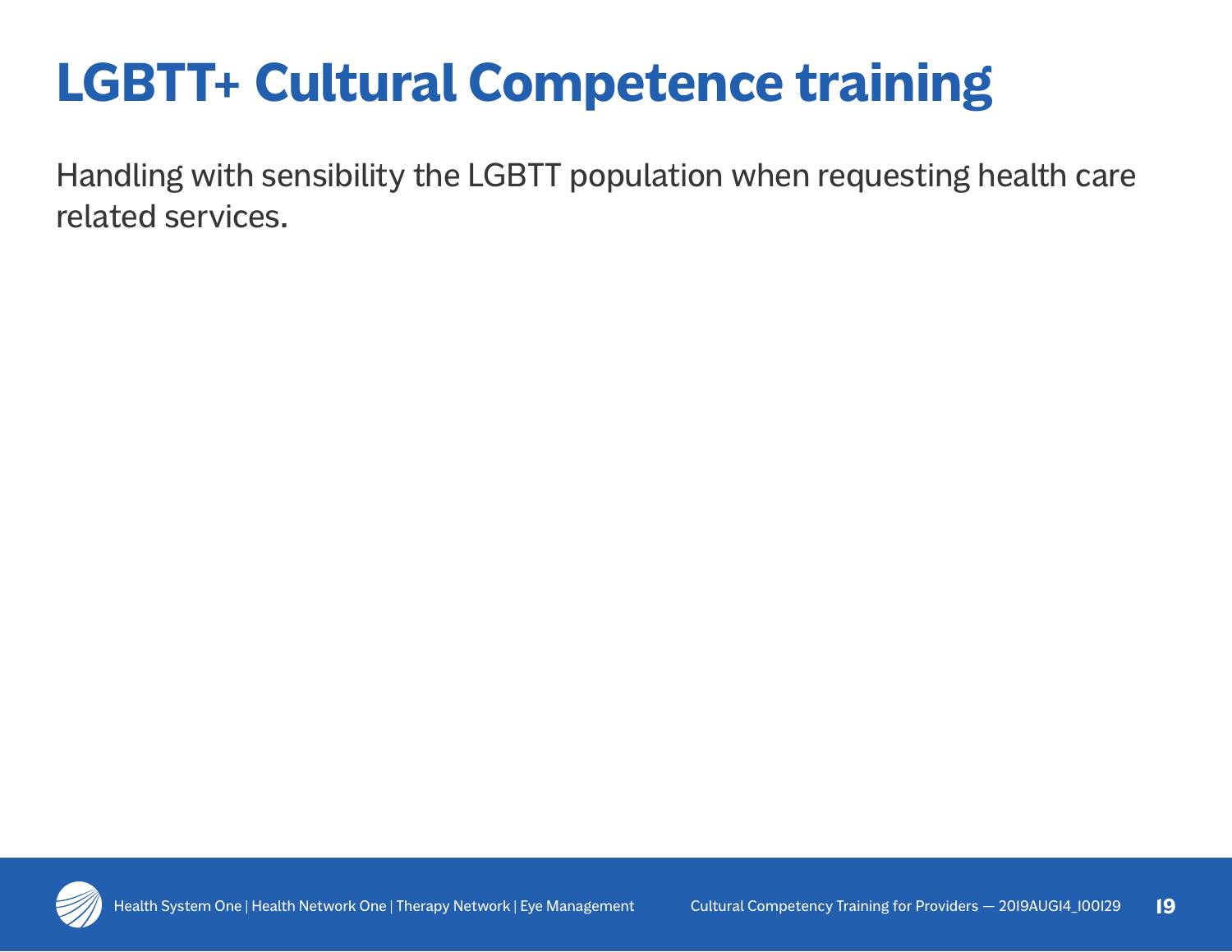# LGBTT+ Cultural Competence training

Handling with sensibility the LGBTT population when requesting health care related services.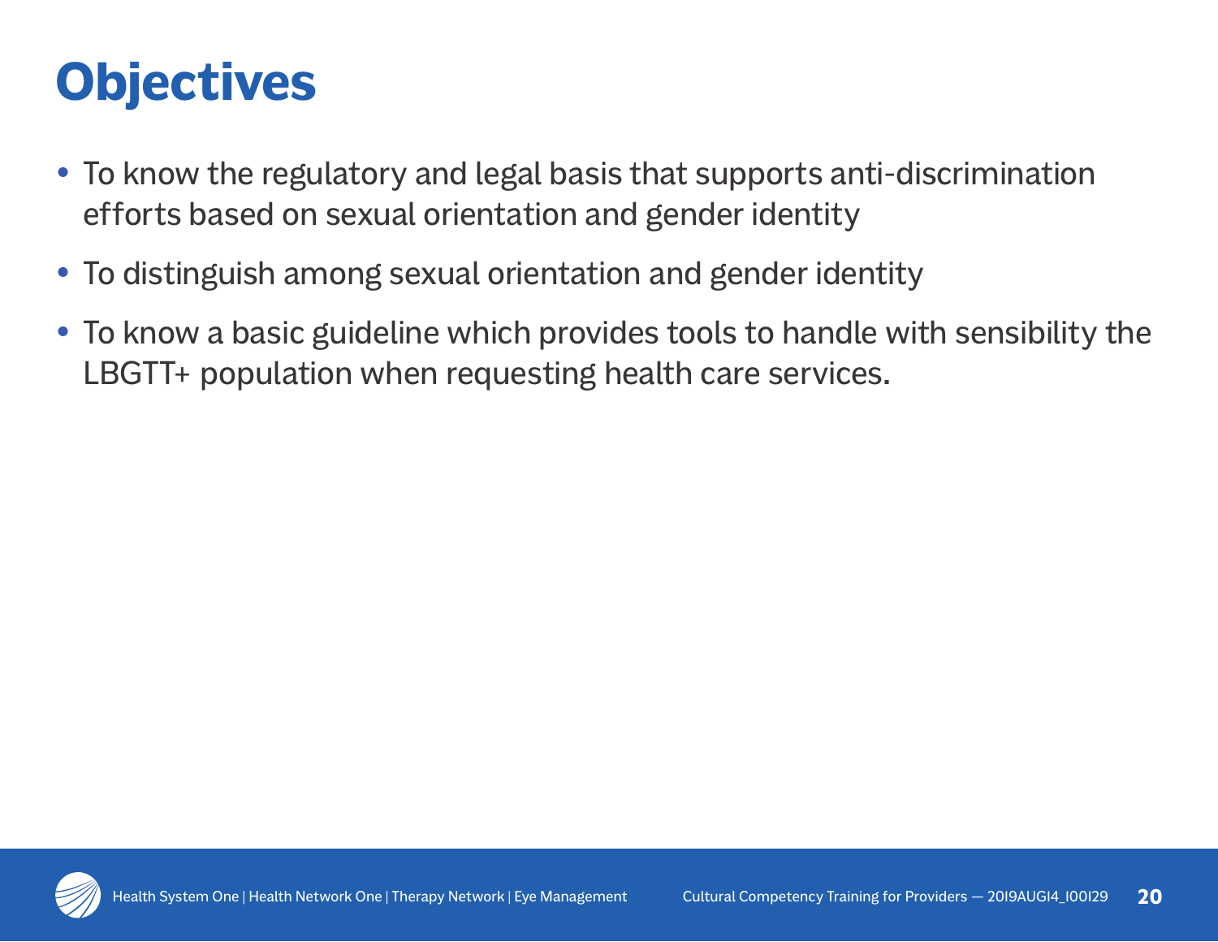# Objectives

- To know the regulatory and legal basis that supports anti-discrimination efforts based on sexual orientation and gender identity
- To distinguish among sexual orientation and gender identity
- To know a basic guideline which provides tools to handle with sensibility the LBGTT+ population when requesting health care services.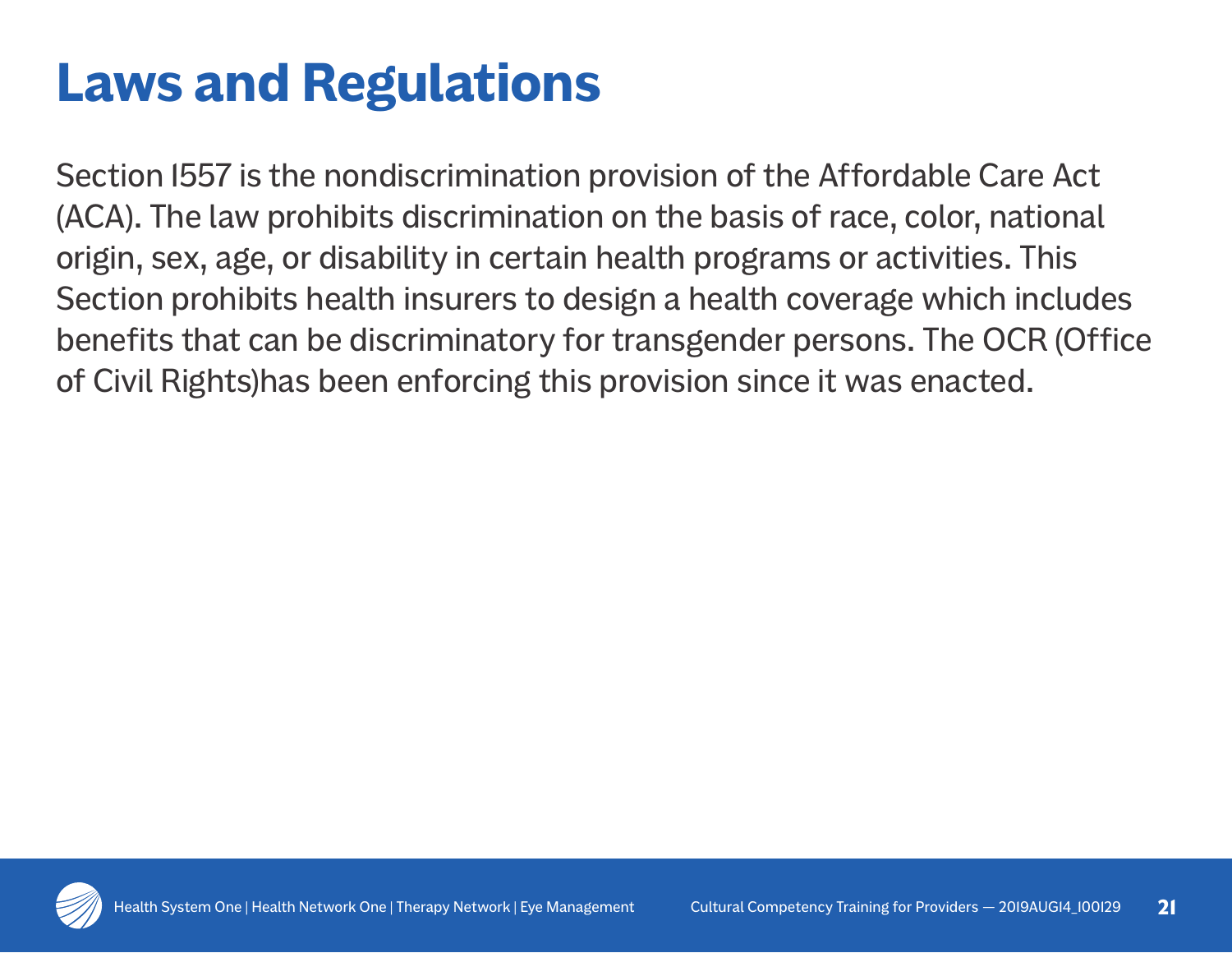# Laws and Regulations

Section 1557 is the nondiscrimination provision of the Affordable Care Act (ACA). The law prohibits discrimination on the basis of race, color, national origin, sex, age, or disability in certain health programs or activities. This Section prohibits health insurers to design a health coverage which includes benefits that can be discriminatory for transgender persons. The OCR (Office of Civil Rights)has been enforcing this provision since it was enacted.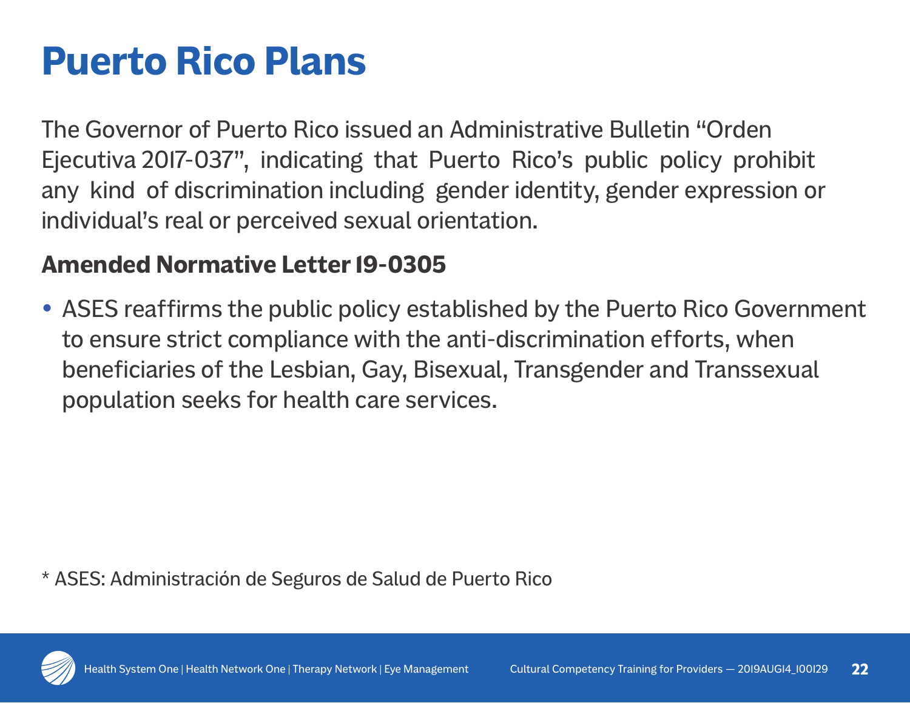# Puerto Rico Plans

The Governor of Puerto Rico issued an Administrative Bulletin “Orden Ejecutiva 2017-037”, indicating that Puerto Rico’s public policy prohibit any kind of discrimination including gender identity, gender expression or individual’s real or perceived sexual orientation.

## Amended Normative Letter 19-0305

- ASES reaffirms the public policy established by the Puerto Rico Government to ensure strict compliance with the anti-discrimination efforts, when beneficiaries of the Lesbian, Gay, Bisexual, Transgender and Transsexual population seeks for health care services.

* ASES: Administración de Seguros de Salud de Puerto Rico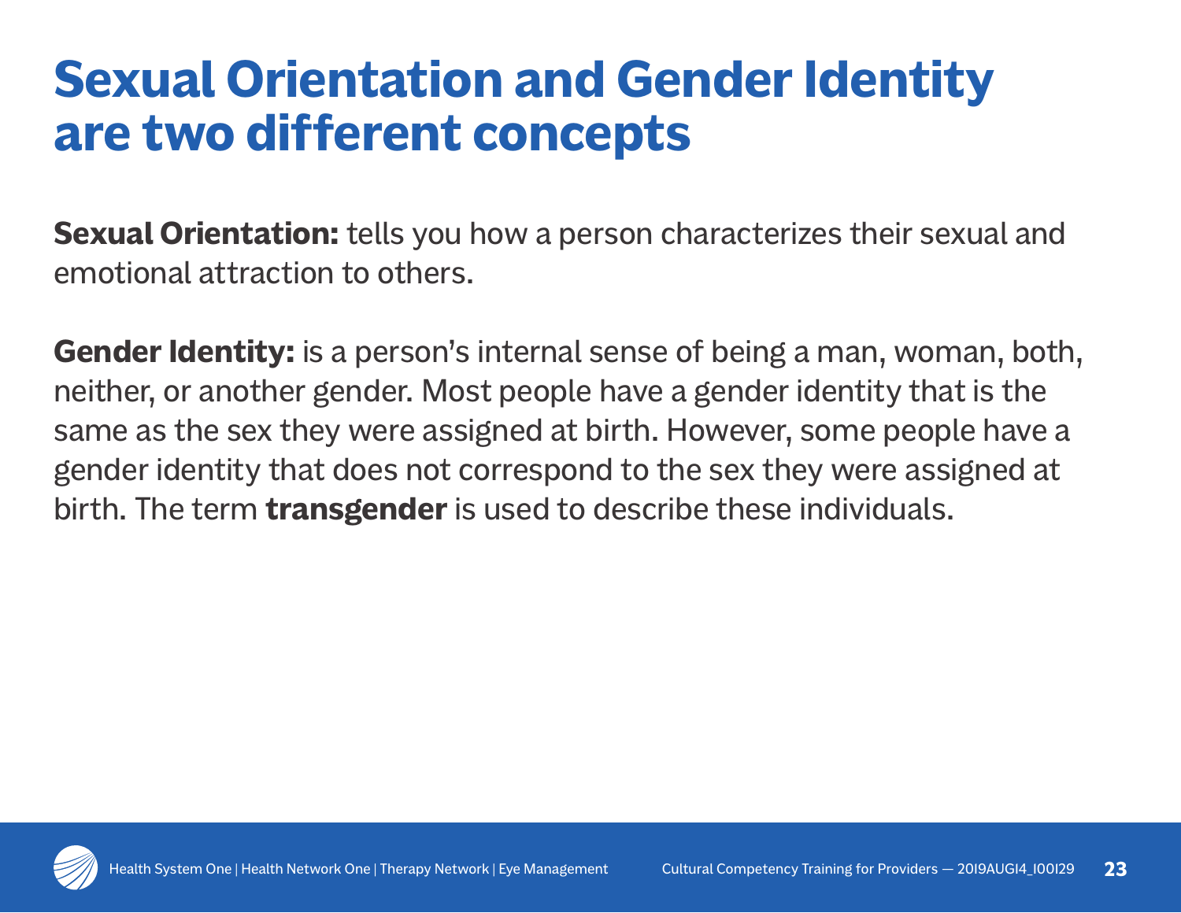# Sexual Orientation and Gender Identity are two different concepts

**Sexual Orientation:** tells you how a person characterizes their sexual and emotional attraction to others.

**Gender Identity:** is a person's internal sense of being a man, woman, both, neither, or another gender. Most people have a gender identity that is the same as the sex they were assigned at birth. However, some people have a gender identity that does not correspond to the sex they were assigned at birth. The term **transgender** is used to describe these individuals.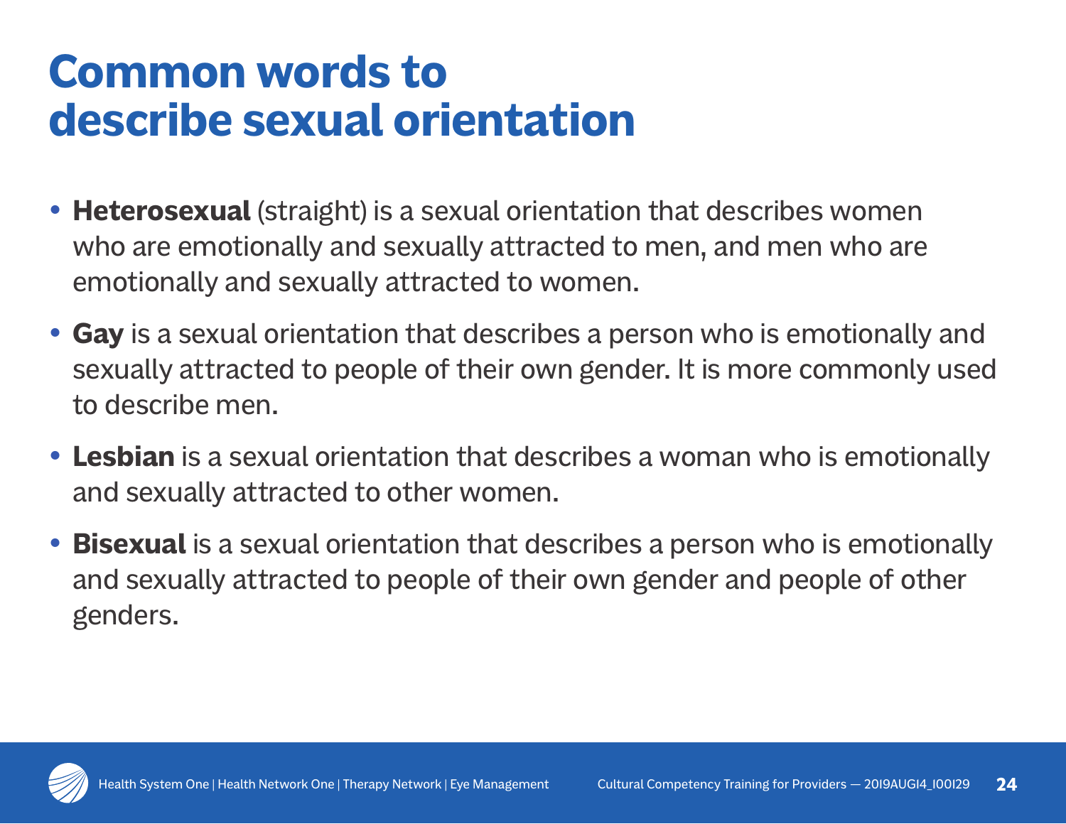# Common words to describe sexual orientation

- **Heterosexual** (straight) is a sexual orientation that describes women who are emotionally and sexually attracted to men, and men who are emotionally and sexually attracted to women.
- **Gay** is a sexual orientation that describes a person who is emotionally and sexually attracted to people of their own gender. It is more commonly used to describe men.
- **Lesbian** is a sexual orientation that describes a woman who is emotionally and sexually attracted to other women.
- **Bisexual** is a sexual orientation that describes a person who is emotionally and sexually attracted to people of their own gender and people of other genders.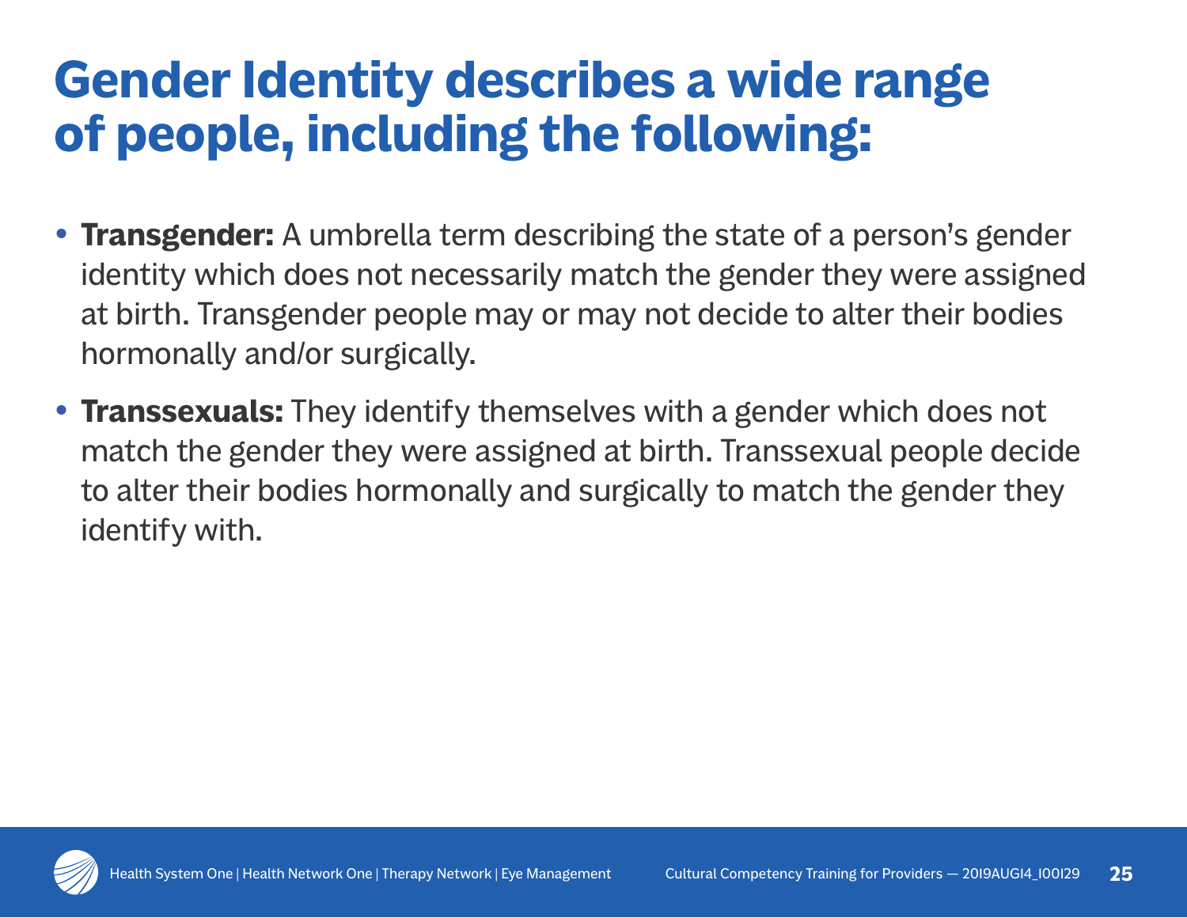# Gender Identity describes a wide range of people, including the following:

- **Transgender:** A umbrella term describing the state of a person's gender identity which does not necessarily match the gender they were assigned at birth. Transgender people may or may not decide to alter their bodies hormonally and/or surgically.
- **Transsexuals:** They identify themselves with a gender which does not match the gender they were assigned at birth. Transsexual people decide to alter their bodies hormonally and surgically to match the gender they identify with.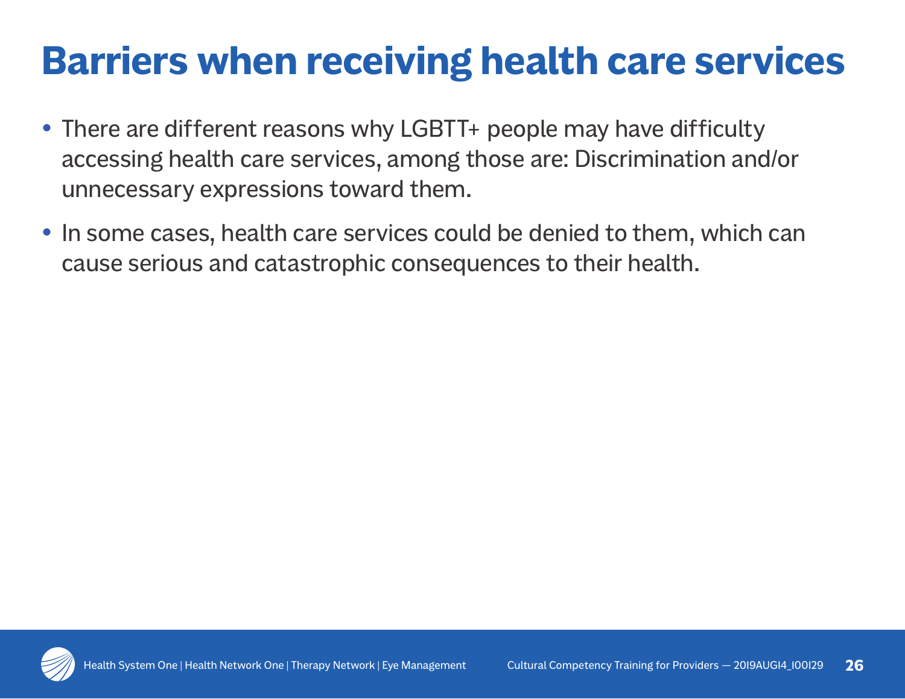# Barriers when receiving health care services

- There are different reasons why LGBTT+ people may have difficulty accessing health care services, among those are: Discrimination and/or unnecessary expressions toward them.
- In some cases, health care services could be denied to them, which can cause serious and catastrophic consequences to their health.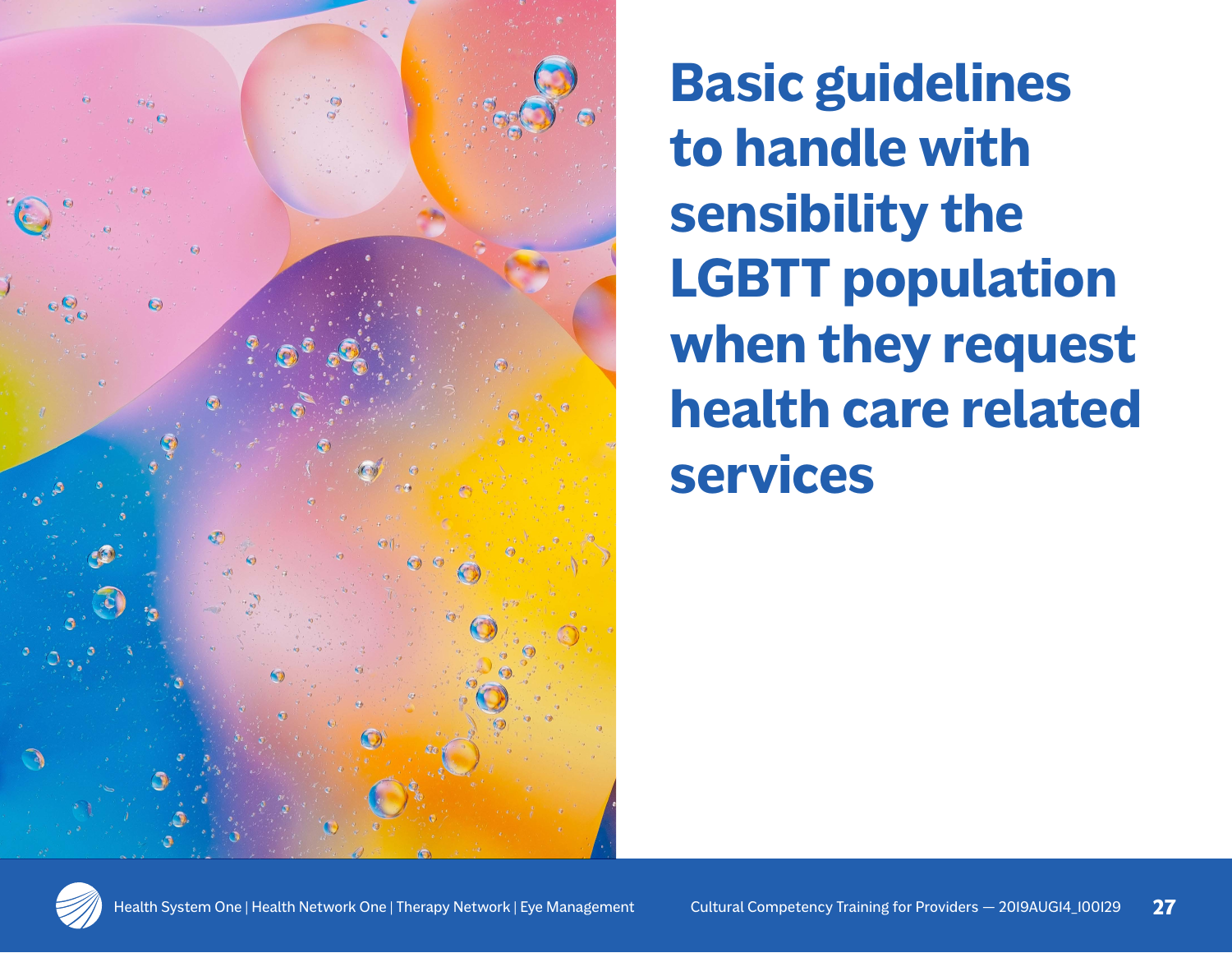# Basic guidelines to handle with sensibility the LGBTT population when they request health care related services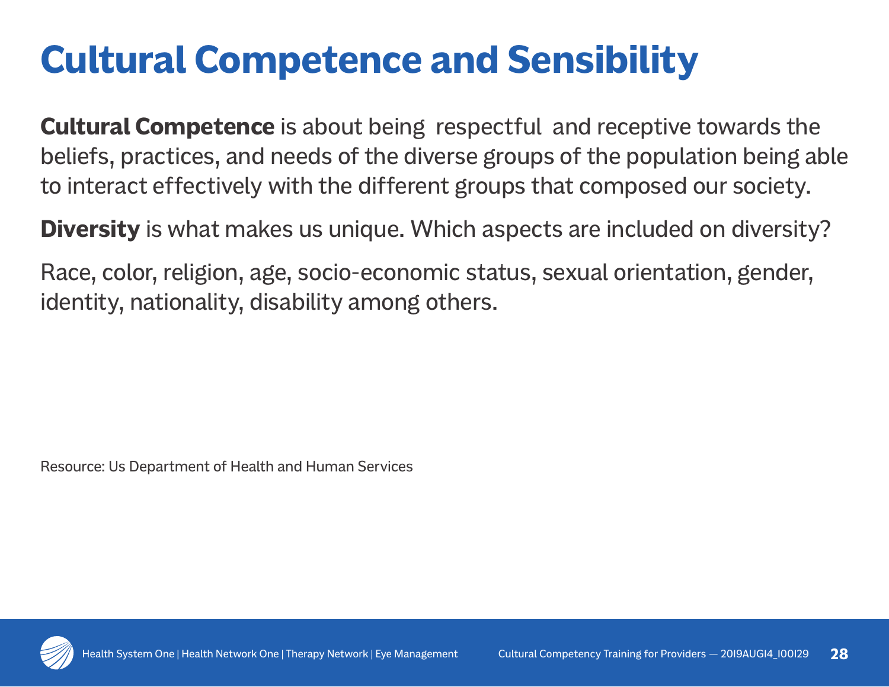# Cultural Competence and Sensibility

**Cultural Competence** is about being respectful and receptive towards the beliefs, practices, and needs of the diverse groups of the population being able to interact effectively with the different groups that composed our society.

**Diversity** is what makes us unique. Which aspects are included on diversity?

Race, color, religion, age, socio-economic status, sexual orientation, gender, identity, nationality, disability among others.

Resource: Us Department of Health and Human Services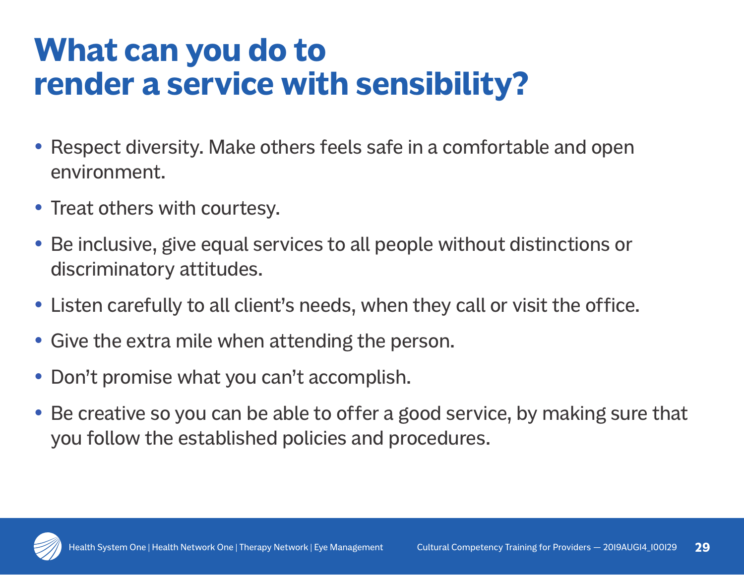# What can you do to render a service with sensibility?

- Respect diversity. Make others feels safe in a comfortable and open environment.
- Treat others with courtesy.
- Be inclusive, give equal services to all people without distinctions or discriminatory attitudes.
- Listen carefully to all client's needs, when they call or visit the office.
- Give the extra mile when attending the person.
- Don't promise what you can't accomplish.
- Be creative so you can be able to offer a good service, by making sure that you follow the established policies and procedures.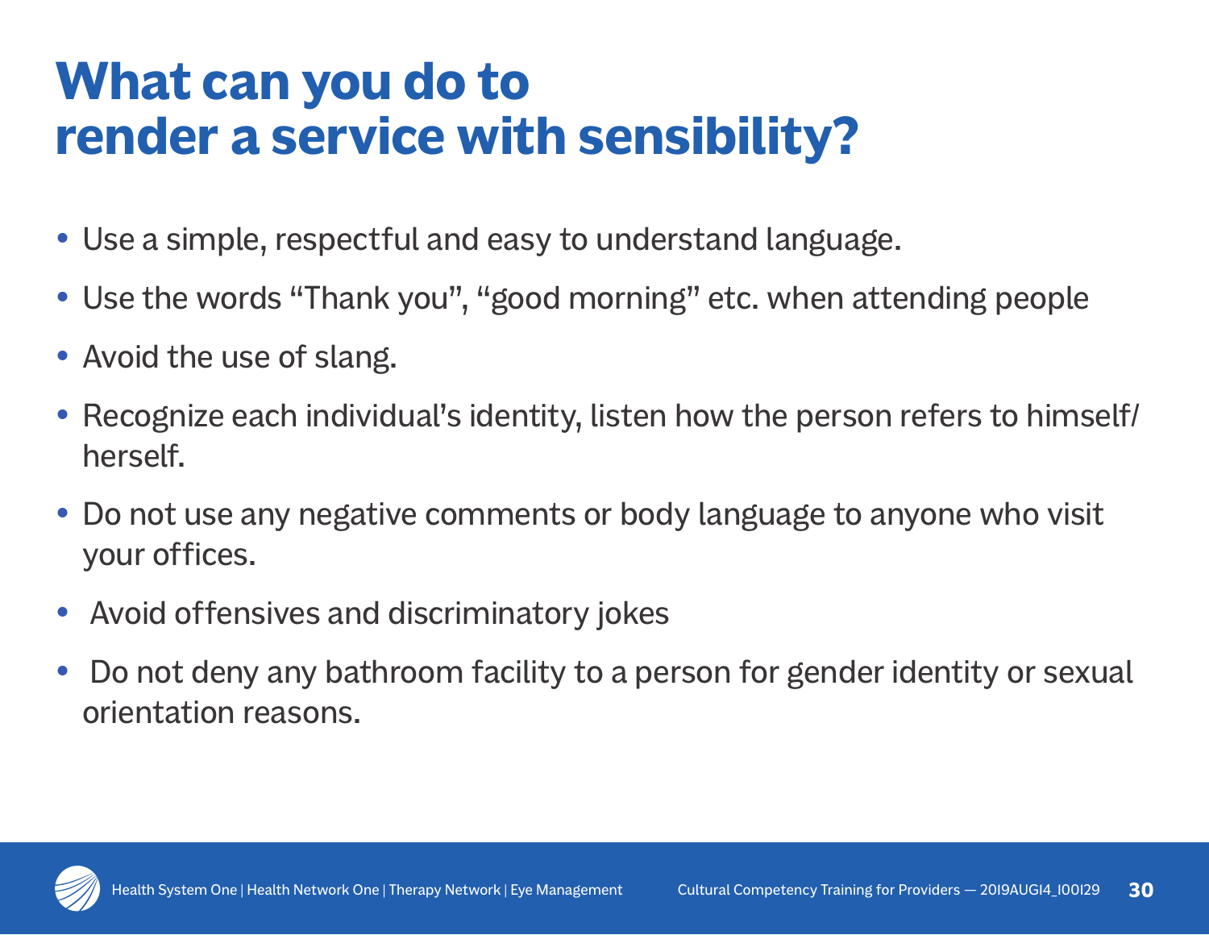# What can you do to render a service with sensibility?

- Use a simple, respectful and easy to understand language.
- Use the words "Thank you", "good morning" etc. when attending people
- Avoid the use of slang.
- Recognize each individual's identity, listen how the person refers to himself/herself.
- Do not use any negative comments or body language to anyone who visit your offices.
- Avoid offensives and discriminatory jokes
- Do not deny any bathroom facility to a person for gender identity or sexual orientation reasons.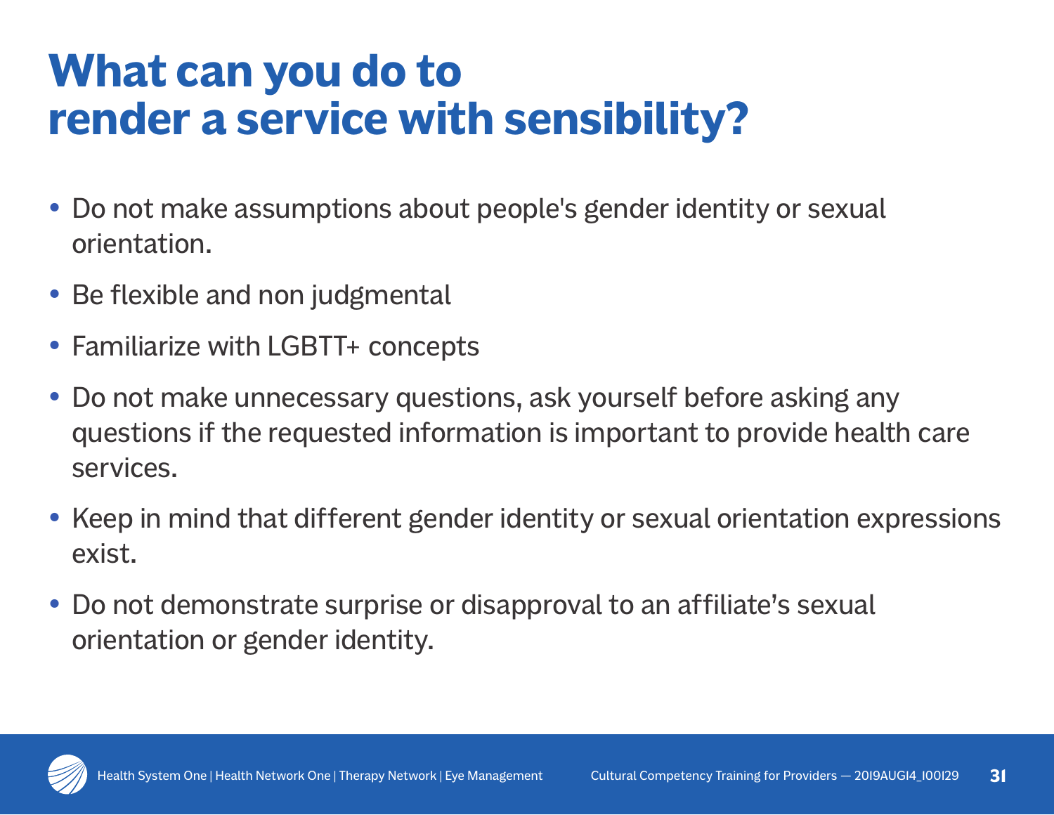# What can you do to render a service with sensibility?

- Do not make assumptions about people's gender identity or sexual orientation.
- Be flexible and non judgmental
- Familiarize with LGBTT+ concepts
- Do not make unnecessary questions, ask yourself before asking any questions if the requested information is important to provide health care services.
- Keep in mind that different gender identity or sexual orientation expressions exist.
- Do not demonstrate surprise or disapproval to an affiliate's sexual orientation or gender identity.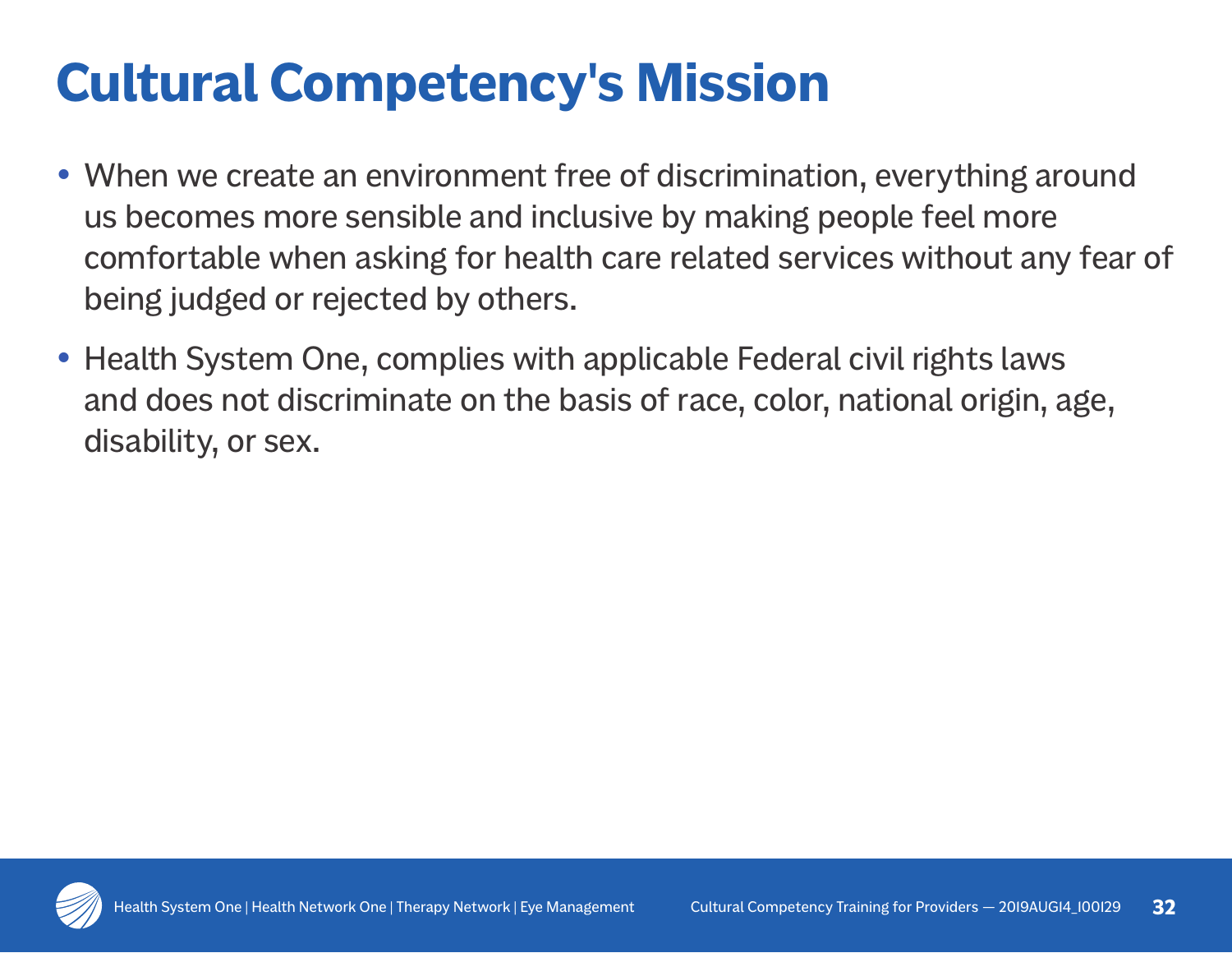# Cultural Competency's Mission

- When we create an environment free of discrimination, everything around us becomes more sensible and inclusive by making people feel more comfortable when asking for health care related services without any fear of being judged or rejected by others.
- Health System One, complies with applicable Federal civil rights laws and does not discriminate on the basis of race, color, national origin, age, disability, or sex.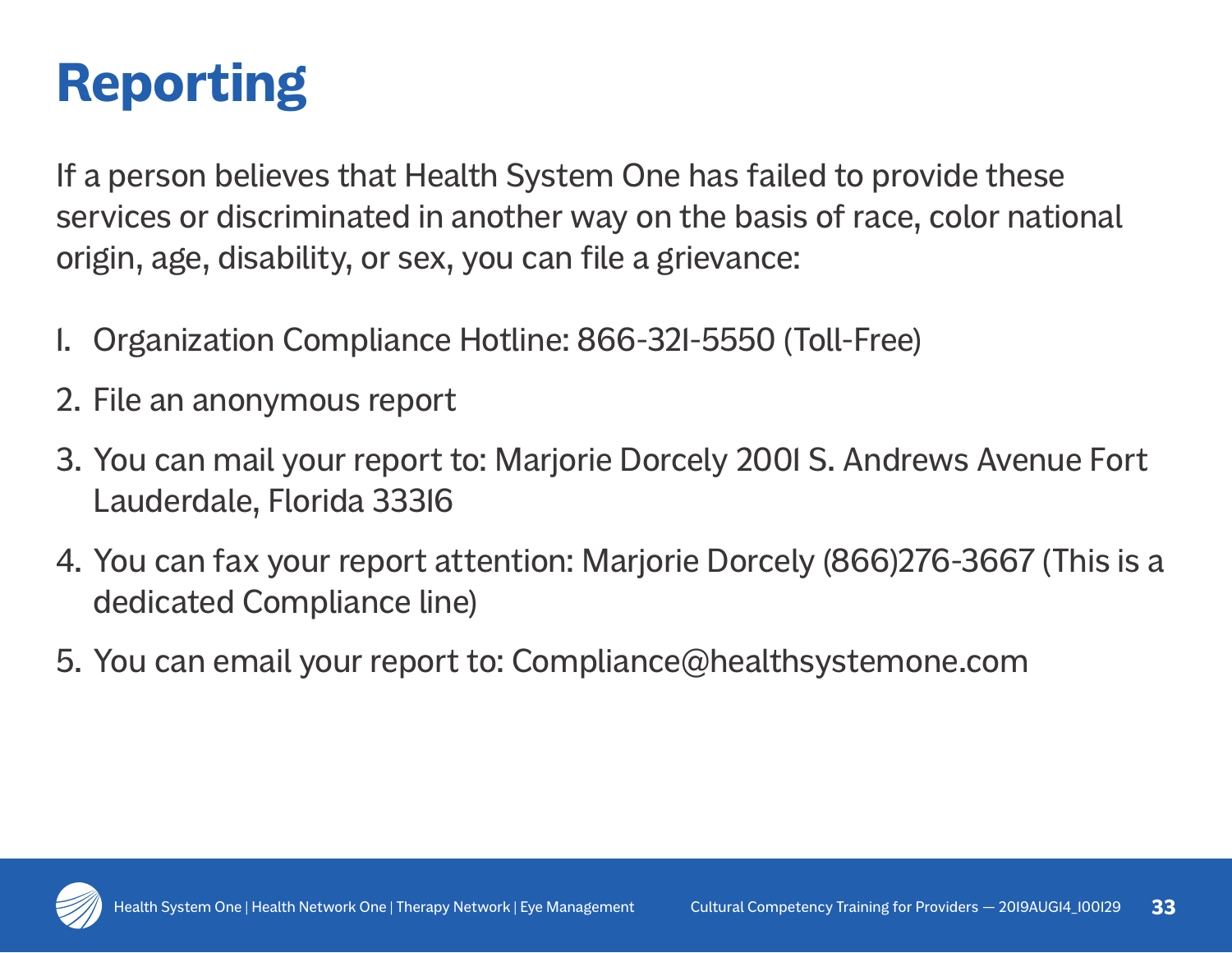# Reporting

If a person believes that Health System One has failed to provide these services or discriminated in another way on the basis of race, color national origin, age, disability, or sex, you can file a grievance:

1. Organization Compliance Hotline: 866-321-5550 (Toll-Free)
2. File an anonymous report
3. You can mail your report to: Marjorie Dorcely 2001 S. Andrews Avenue Fort Lauderdale, Florida 33316
4. You can fax your report attention: Marjorie Dorcely (866)276-3667 (This is a dedicated Compliance line)
5. You can email your report to: Compliance@healthsystemone.com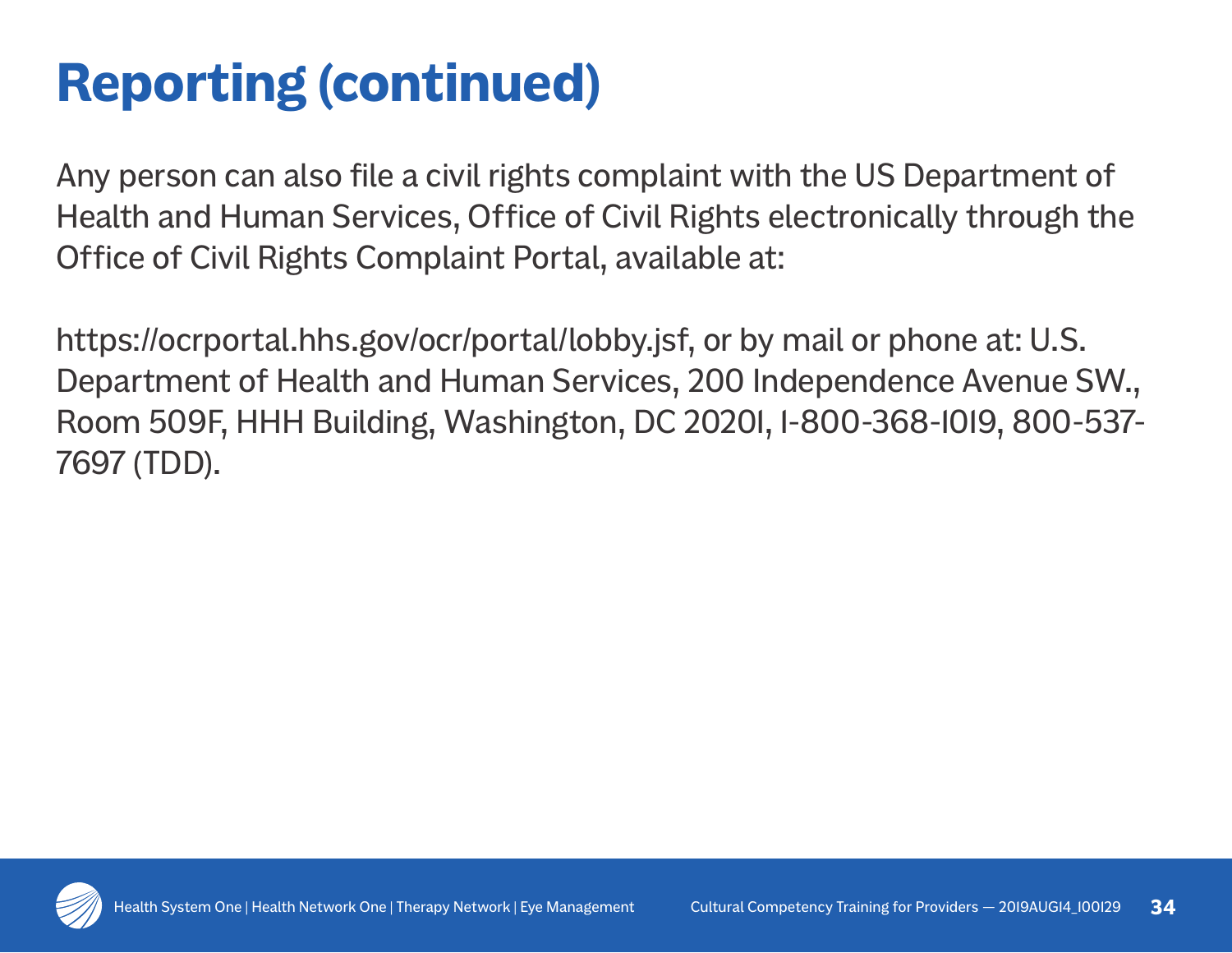# Reporting (continued)

Any person can also file a civil rights complaint with the US Department of Health and Human Services, Office of Civil Rights electronically through the Office of Civil Rights Complaint Portal, available at:

https://ocrportal.hhs.gov/ocr/portal/lobby.jsf, or by mail or phone at: U.S. Department of Health and Human Services, 200 Independence Avenue SW., Room 509F, HHH Building, Washington, DC 20201, 1-800-368-1019, 800-537-7697 (TDD).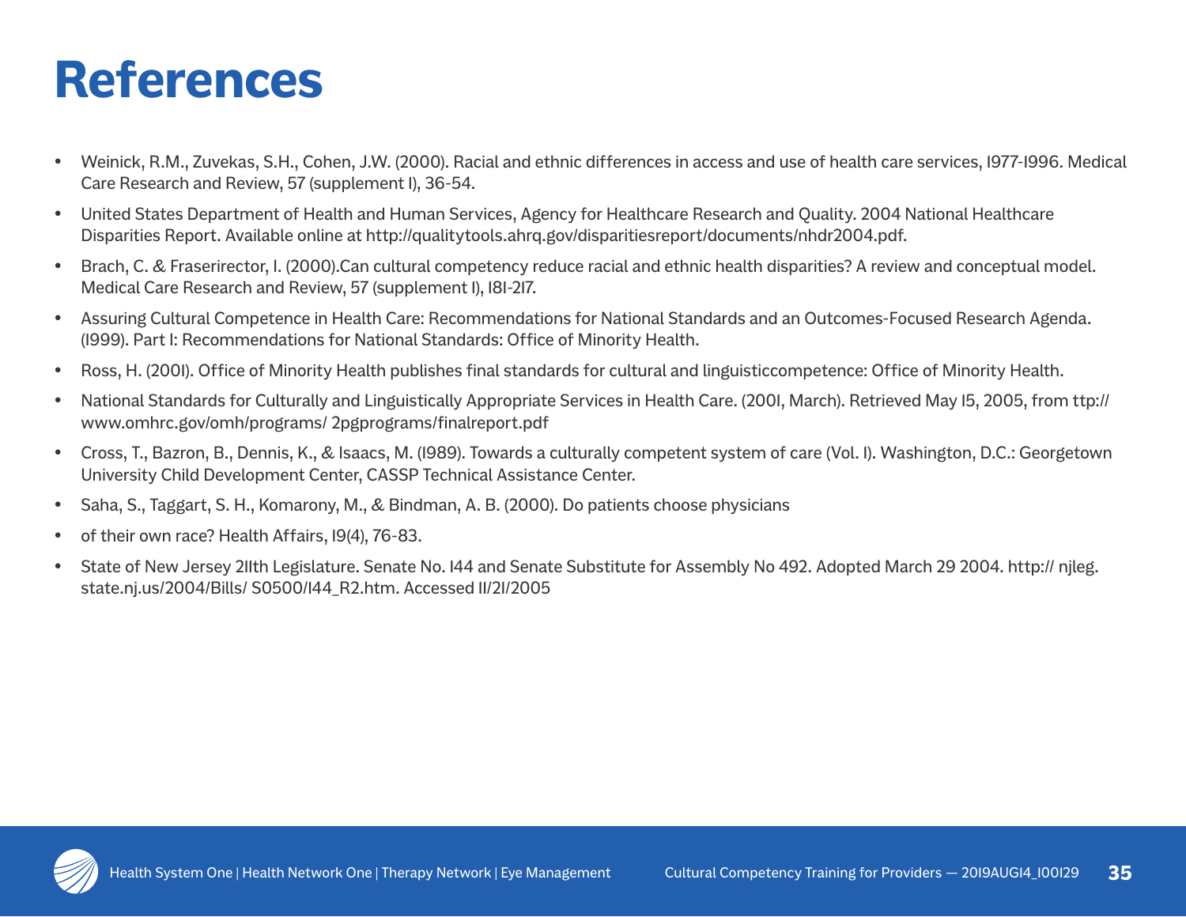# References

- Weinick, R.M., Zuvekas, S.H., Cohen, J.W. (2000). Racial and ethnic differences in access and use of health care services, 1977-1996. Medical Care Research and Review, 57 (supplement 1), 36-54.
- United States Department of Health and Human Services, Agency for Healthcare Research and Quality. 2004 National Healthcare Disparities Report. Available online at http://qualitytools.ahrq.gov/disparitiesreport/documents/nhdr2004.pdf.
- Brach, C. & Fraserirector, I. (2000).Can cultural competency reduce racial and ethnic health disparities? A review and conceptual model. Medical Care Research and Review, 57 (supplement 1), 181-217.
- Assuring Cultural Competence in Health Care: Recommendations for National Standards and an Outcomes-Focused Research Agenda. (1999). Part I: Recommendations for National Standards: Office of Minority Health.
- Ross, H. (2001). Office of Minority Health publishes final standards for cultural and linguisticcompetence: Office of Minority Health.
- National Standards for Culturally and Linguistically Appropriate Services in Health Care. (2001, March). Retrieved May 15, 2005, from ttp:// www.omhrc.gov/omh/programs/ 2pgprograms/finalreport.pdf
- Cross, T., Bazron, B., Dennis, K., & Isaacs, M. (1989). Towards a culturally competent system of care (Vol. I). Washington, D.C.: Georgetown University Child Development Center, CASSP Technical Assistance Center.
- Saha, S., Taggart, S. H., Komarony, M., & Bindman, A. B. (2000). Do patients choose physicians
- of their own race? Health Affairs, 19(4), 76-83.
- State of New Jersey 211th Legislature. Senate No. 144 and Senate Substitute for Assembly No 492. Adopted March 29 2004. http:// njleg. state.nj.us/2004/Bills/ S0500/144_R2.htm. Accessed 11/21/2005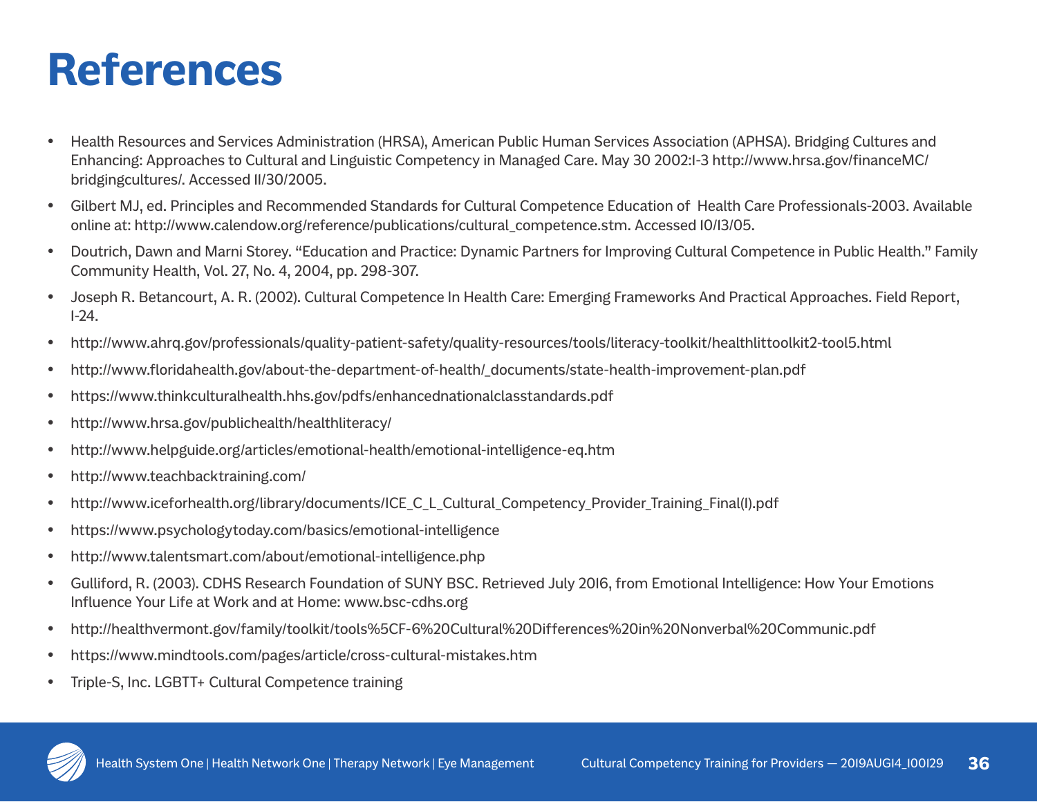# References

- Health Resources and Services Administration (HRSA), American Public Human Services Association (APHSA). Bridging Cultures and Enhancing: Approaches to Cultural and Linguistic Competency in Managed Care. May 30 2002:1-3 http://www.hrsa.gov/financeMC/bridgingcultures/. Accessed 11/30/2005.
- Gilbert MJ, ed. Principles and Recommended Standards for Cultural Competence Education of Health Care Professionals-2003. Available online at: http://www.calendow.org/reference/publications/cultural_competence.stm. Accessed 10/13/05.
- Doutrich, Dawn and Marni Storey. "Education and Practice: Dynamic Partners for Improving Cultural Competence in Public Health." Family Community Health, Vol. 27, No. 4, 2004, pp. 298-307.
- Joseph R. Betancourt, A. R. (2002). Cultural Competence In Health Care: Emerging Frameworks And Practical Approaches. Field Report, 1-24.
- http://www.ahrq.gov/professionals/quality-patient-safety/quality-resources/tools/literacy-toolkit/healthlittoolkit2-tool5.html
- http://www.floridahealth.gov/about-the-department-of-health/_documents/state-health-improvement-plan.pdf
- https://www.thinkculturalhealth.hhs.gov/pdfs/enhancednationalclasstandards.pdf
- http://www.hrsa.gov/publichealth/healthliteracy/
- http://www.helpguide.org/articles/emotional-health/emotional-intelligence-eq.htm
- http://www.teachbacktraining.com/
- http://www.iceforhealth.org/library/documents/ICE_C_L_Cultural_Competency_Provider_Training_Final(1).pdf
- https://www.psychologytoday.com/basics/emotional-intelligence
- http://www.talentsmart.com/about/emotional-intelligence.php
- Gulliford, R. (2003). CDHS Research Foundation of SUNY BSC. Retrieved July 2016, from Emotional Intelligence: How Your Emotions Influence Your Life at Work and at Home: www.bsc-cdhs.org
- http://healthvermont.gov/family/toolkit/tools%5CF-6%20Cultural%20Differences%20in%20Nonverbal%20Communic.pdf
- https://www.mindtools.com/pages/article/cross-cultural-mistakes.htm
- Triple-S, Inc. LGBTT+ Cultural Competence training